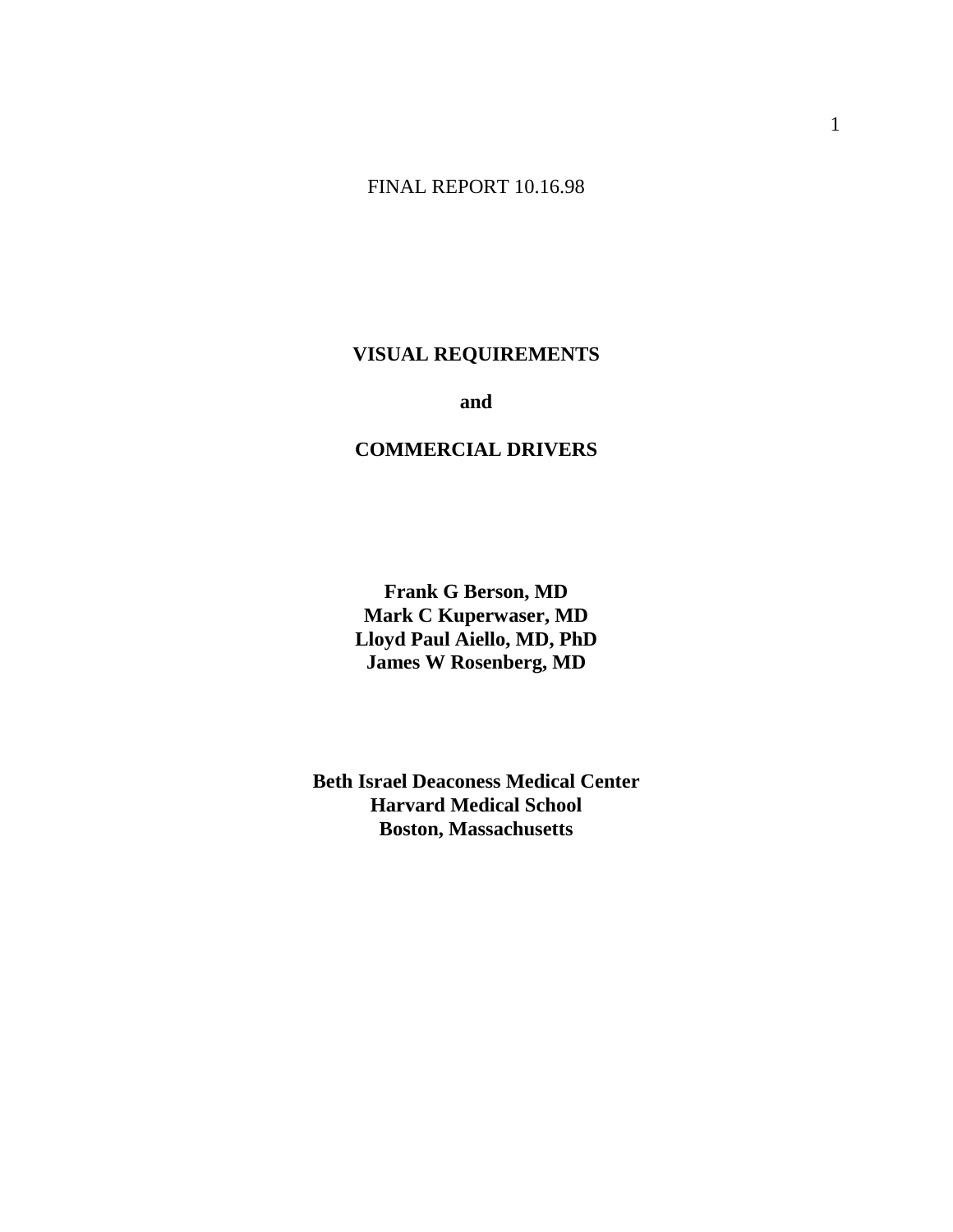FINAL REPORT 10.16.98

# VISUAL REQUIREMENTS

# and

# COMMERCIAL DRIVERS

**Frank G Berson, MD**
**Mark C Kuperwaser, MD**
**Lloyd Paul Aiello, MD, PhD**
**James W Rosenberg, MD**

**Beth Israel Deaconess Medical Center**
**Harvard Medical School**
**Boston, Massachusetts**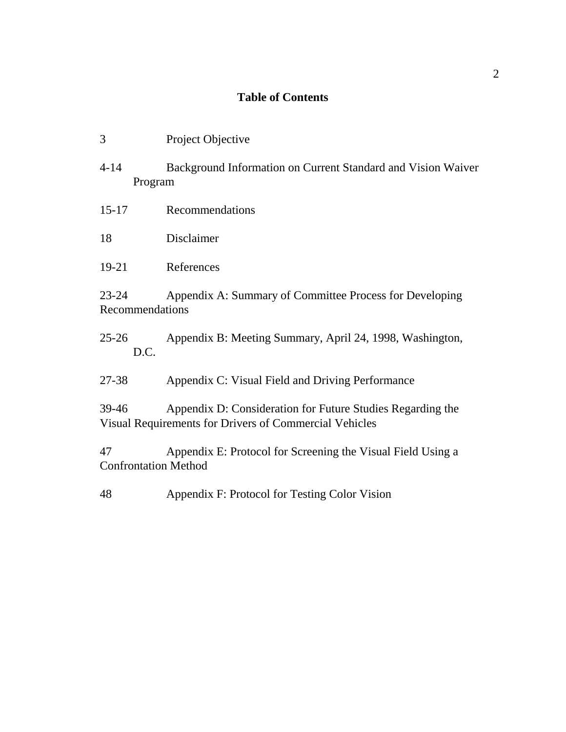# Table of Contents

| Page | Section |
|---|---|
| 3 | Project Objective |
| 4-14 | Background Information on Current Standard and Vision Waiver Program |
| 15-17 | Recommendations |
| 18 | Disclaimer |
| 19-21 | References |
| 23-24 | Appendix A: Summary of Committee Process for Developing Recommendations |
| 25-26 | Appendix B: Meeting Summary, April 24, 1998, Washington, D.C. |
| 27-38 | Appendix C: Visual Field and Driving Performance |
| 39-46 | Appendix D: Consideration for Future Studies Regarding the Visual Requirements for Drivers of Commercial Vehicles |
| 47 | Appendix E: Protocol for Screening the Visual Field Using a Confrontation Method |
| 48 | Appendix F: Protocol for Testing Color Vision |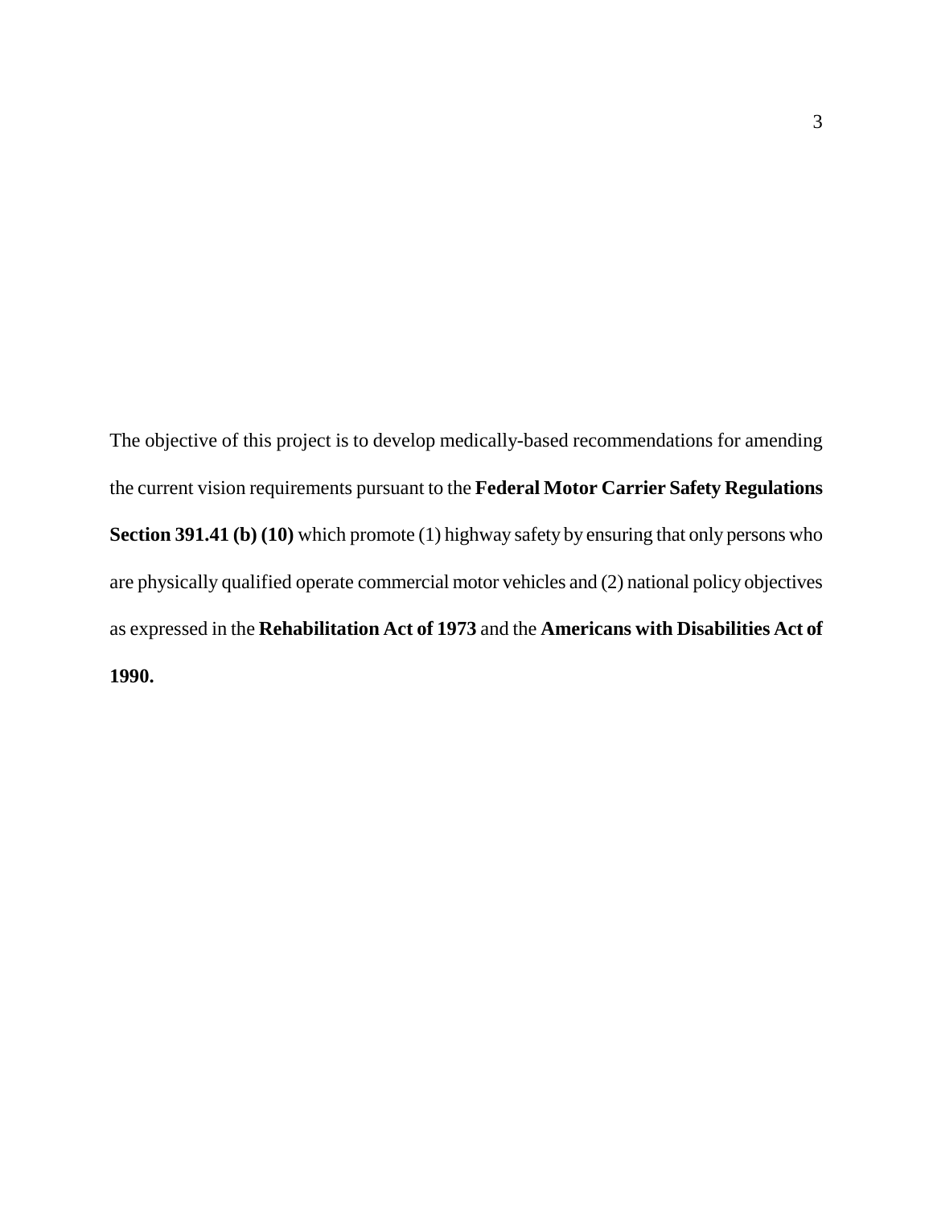The objective of this project is to develop medically-based recommendations for amending the current vision requirements pursuant to the **Federal Motor Carrier Safety Regulations Section 391.41 (b) (10)** which promote (1) highway safety by ensuring that only persons who are physically qualified operate commercial motor vehicles and (2) national policy objectives as expressed in the **Rehabilitation Act of 1973** and the **Americans with Disabilities Act of 1990.**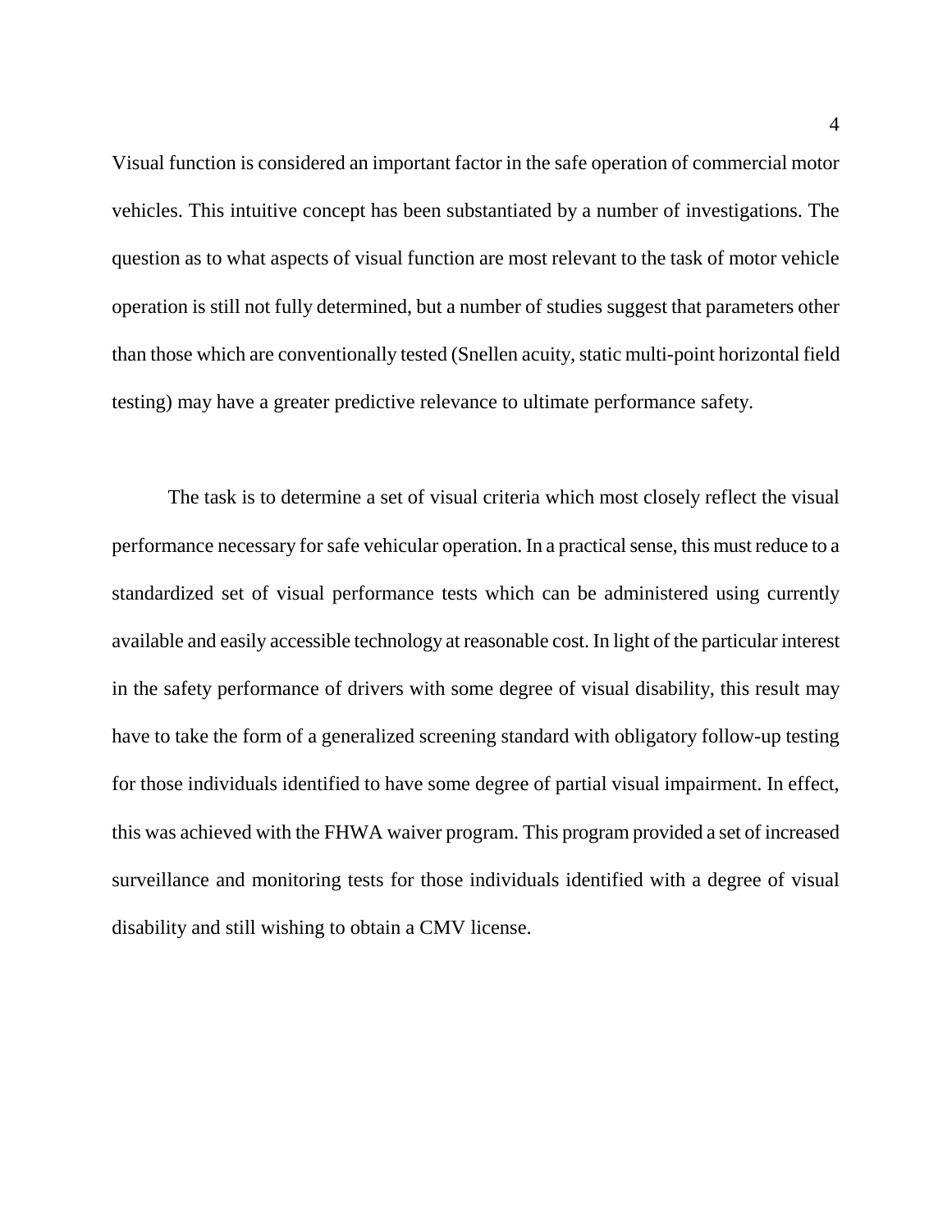Visual function is considered an important factor in the safe operation of commercial motor vehicles. This intuitive concept has been substantiated by a number of investigations. The question as to what aspects of visual function are most relevant to the task of motor vehicle operation is still not fully determined, but a number of studies suggest that parameters other than those which are conventionally tested (Snellen acuity, static multi-point horizontal field testing) may have a greater predictive relevance to ultimate performance safety.

The task is to determine a set of visual criteria which most closely reflect the visual performance necessary for safe vehicular operation. In a practical sense, this must reduce to a standardized set of visual performance tests which can be administered using currently available and easily accessible technology at reasonable cost. In light of the particular interest in the safety performance of drivers with some degree of visual disability, this result may have to take the form of a generalized screening standard with obligatory follow-up testing for those individuals identified to have some degree of partial visual impairment. In effect, this was achieved with the FHWA waiver program. This program provided a set of increased surveillance and monitoring tests for those individuals identified with a degree of visual disability and still wishing to obtain a CMV license.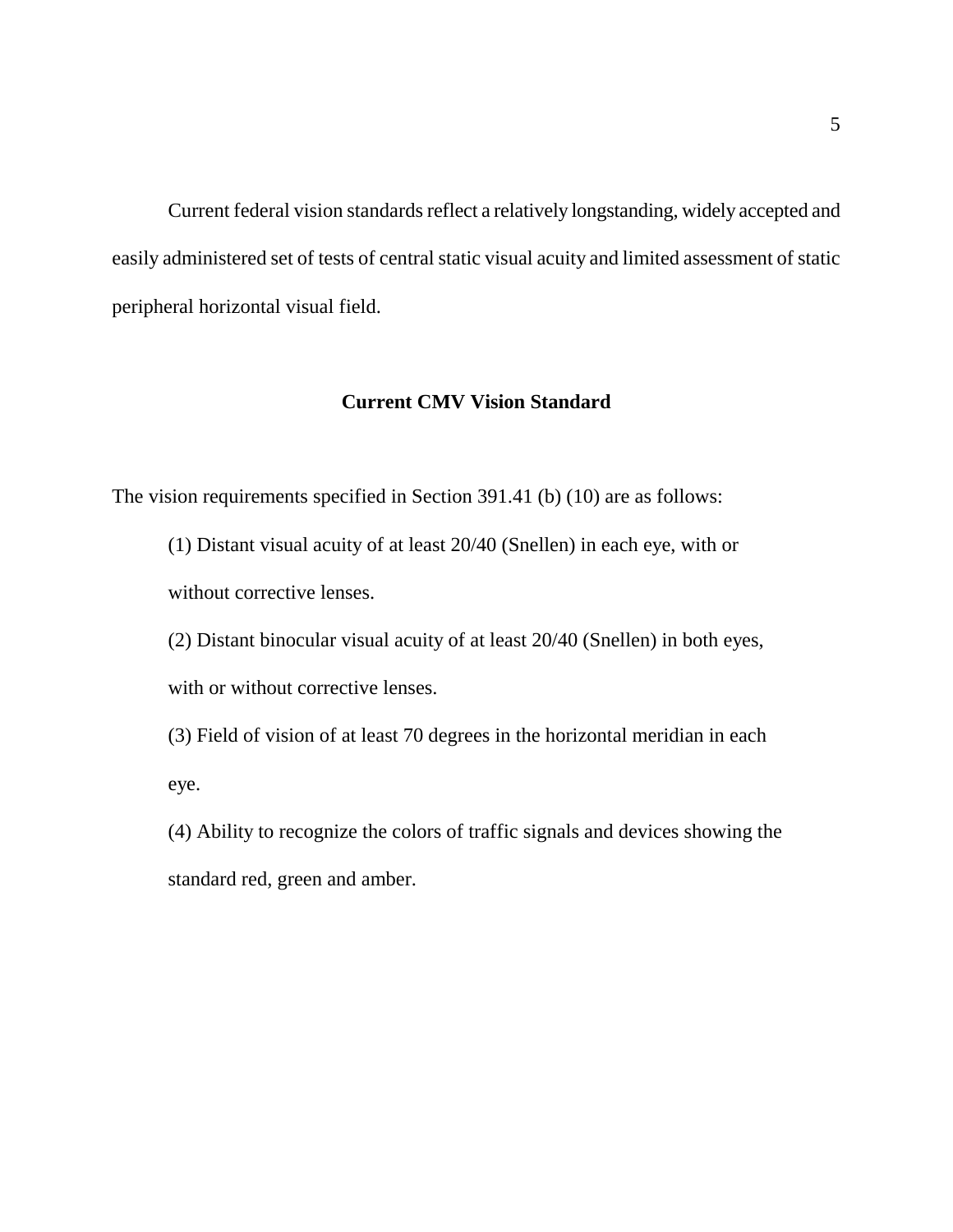Current federal vision standards reflect a relatively longstanding, widely accepted and easily administered set of tests of central static visual acuity and limited assessment of static peripheral horizontal visual field.

## Current CMV Vision Standard

The vision requirements specified in Section 391.41 (b) (10) are as follows:

> (1) Distant visual acuity of at least 20/40 (Snellen) in each eye, with or without corrective lenses.
>
> (2) Distant binocular visual acuity of at least 20/40 (Snellen) in both eyes, with or without corrective lenses.
>
> (3) Field of vision of at least 70 degrees in the horizontal meridian in each eye.
>
> (4) Ability to recognize the colors of traffic signals and devices showing the standard red, green and amber.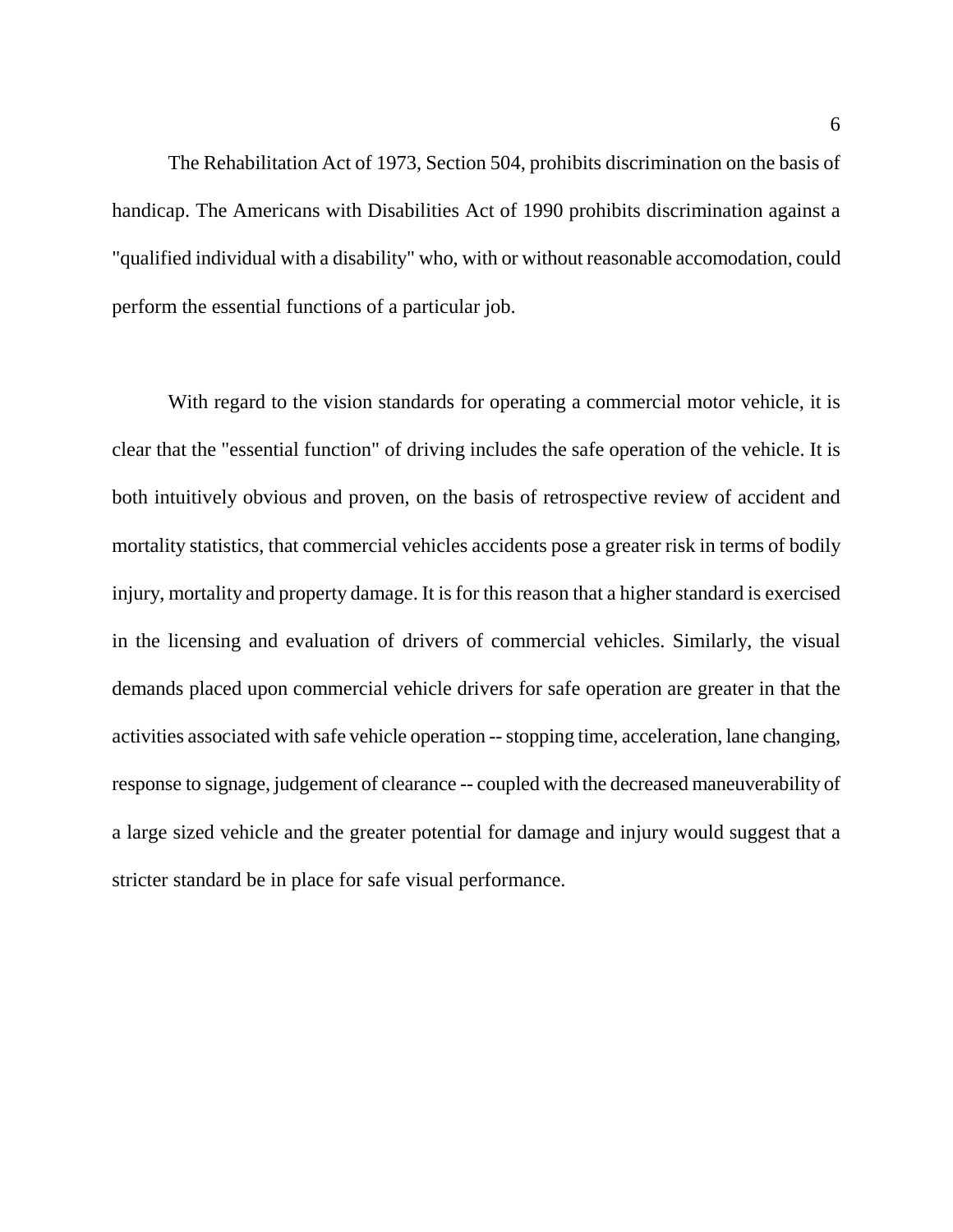The Rehabilitation Act of 1973, Section 504, prohibits discrimination on the basis of handicap. The Americans with Disabilities Act of 1990 prohibits discrimination against a "qualified individual with a disability" who, with or without reasonable accomodation, could perform the essential functions of a particular job.

With regard to the vision standards for operating a commercial motor vehicle, it is clear that the "essential function" of driving includes the safe operation of the vehicle. It is both intuitively obvious and proven, on the basis of retrospective review of accident and mortality statistics, that commercial vehicles accidents pose a greater risk in terms of bodily injury, mortality and property damage. It is for this reason that a higher standard is exercised in the licensing and evaluation of drivers of commercial vehicles. Similarly, the visual demands placed upon commercial vehicle drivers for safe operation are greater in that the activities associated with safe vehicle operation -- stopping time, acceleration, lane changing, response to signage, judgement of clearance -- coupled with the decreased maneuverability of a large sized vehicle and the greater potential for damage and injury would suggest that a stricter standard be in place for safe visual performance.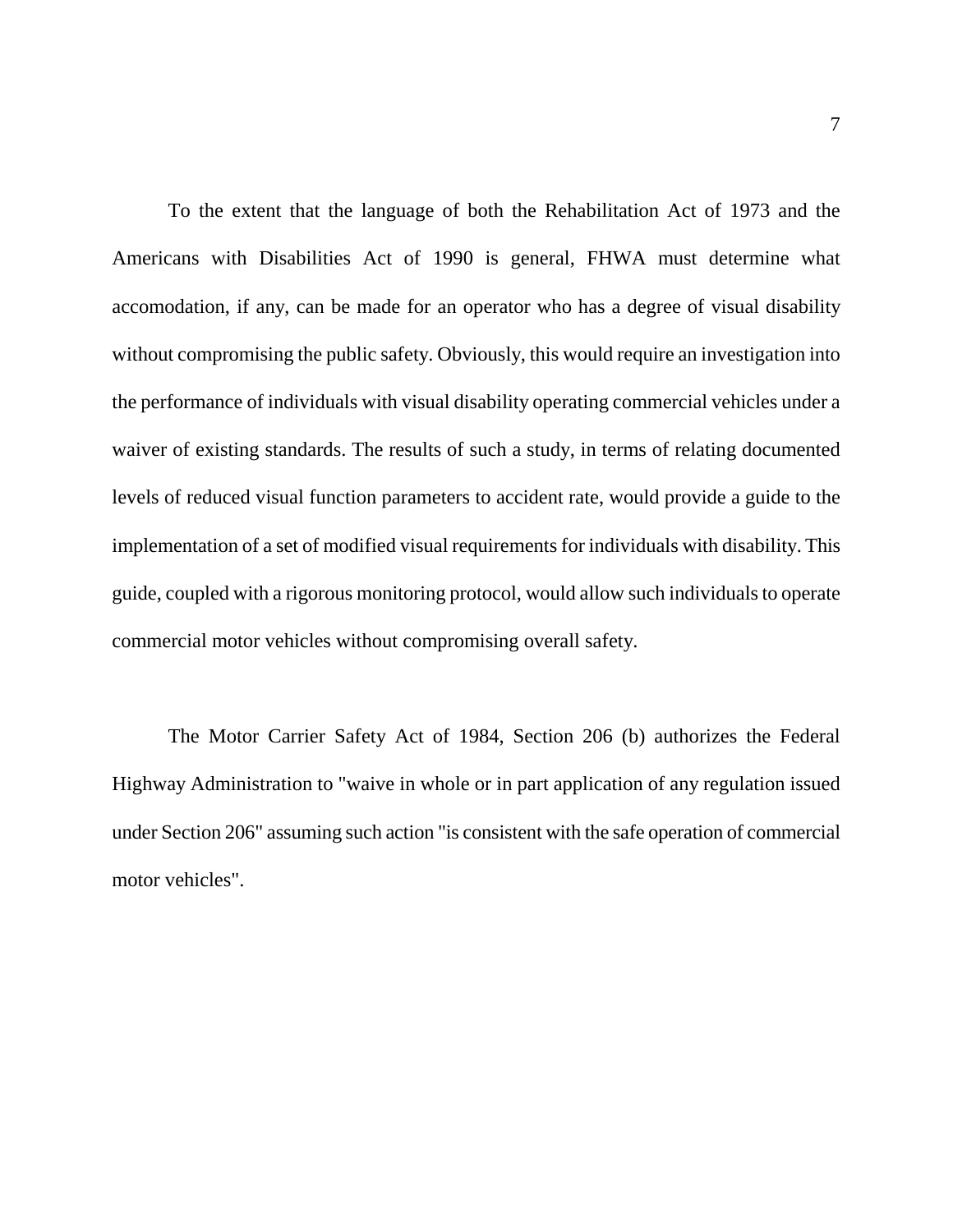To the extent that the language of both the Rehabilitation Act of 1973 and the Americans with Disabilities Act of 1990 is general, FHWA must determine what accomodation, if any, can be made for an operator who has a degree of visual disability without compromising the public safety. Obviously, this would require an investigation into the performance of individuals with visual disability operating commercial vehicles under a waiver of existing standards. The results of such a study, in terms of relating documented levels of reduced visual function parameters to accident rate, would provide a guide to the implementation of a set of modified visual requirements for individuals with disability. This guide, coupled with a rigorous monitoring protocol, would allow such individuals to operate commercial motor vehicles without compromising overall safety.

The Motor Carrier Safety Act of 1984, Section 206 (b) authorizes the Federal Highway Administration to "waive in whole or in part application of any regulation issued under Section 206" assuming such action "is consistent with the safe operation of commercial motor vehicles".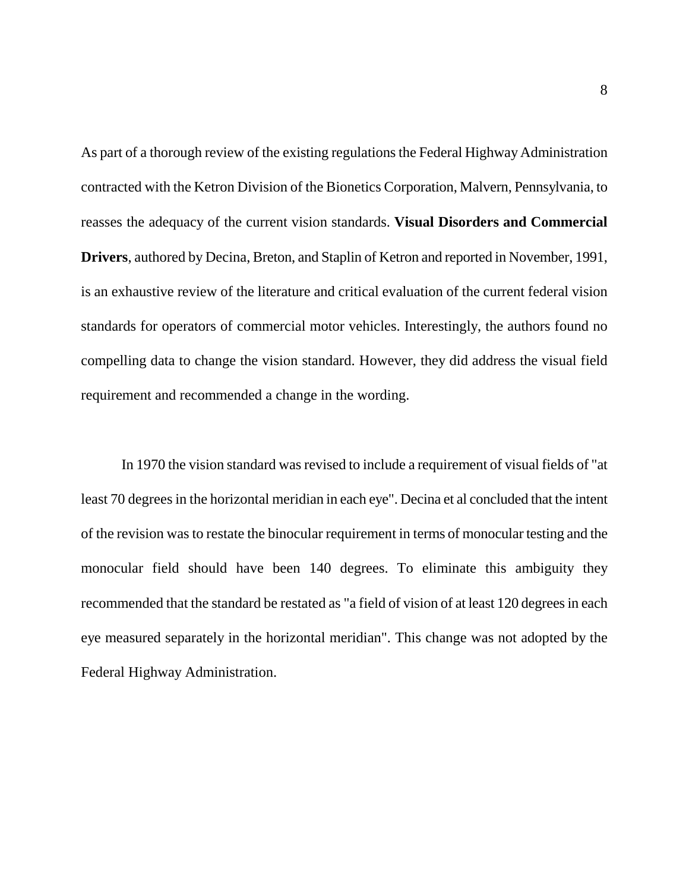As part of a thorough review of the existing regulations the Federal Highway Administration contracted with the Ketron Division of the Bionetics Corporation, Malvern, Pennsylvania, to reasses the adequacy of the current vision standards. **Visual Disorders and Commercial Drivers**, authored by Decina, Breton, and Staplin of Ketron and reported in November, 1991, is an exhaustive review of the literature and critical evaluation of the current federal vision standards for operators of commercial motor vehicles. Interestingly, the authors found no compelling data to change the vision standard. However, they did address the visual field requirement and recommended a change in the wording.

In 1970 the vision standard was revised to include a requirement of visual fields of "at least 70 degrees in the horizontal meridian in each eye". Decina et al concluded that the intent of the revision was to restate the binocular requirement in terms of monocular testing and the monocular field should have been 140 degrees. To eliminate this ambiguity they recommended that the standard be restated as "a field of vision of at least 120 degrees in each eye measured separately in the horizontal meridian". This change was not adopted by the Federal Highway Administration.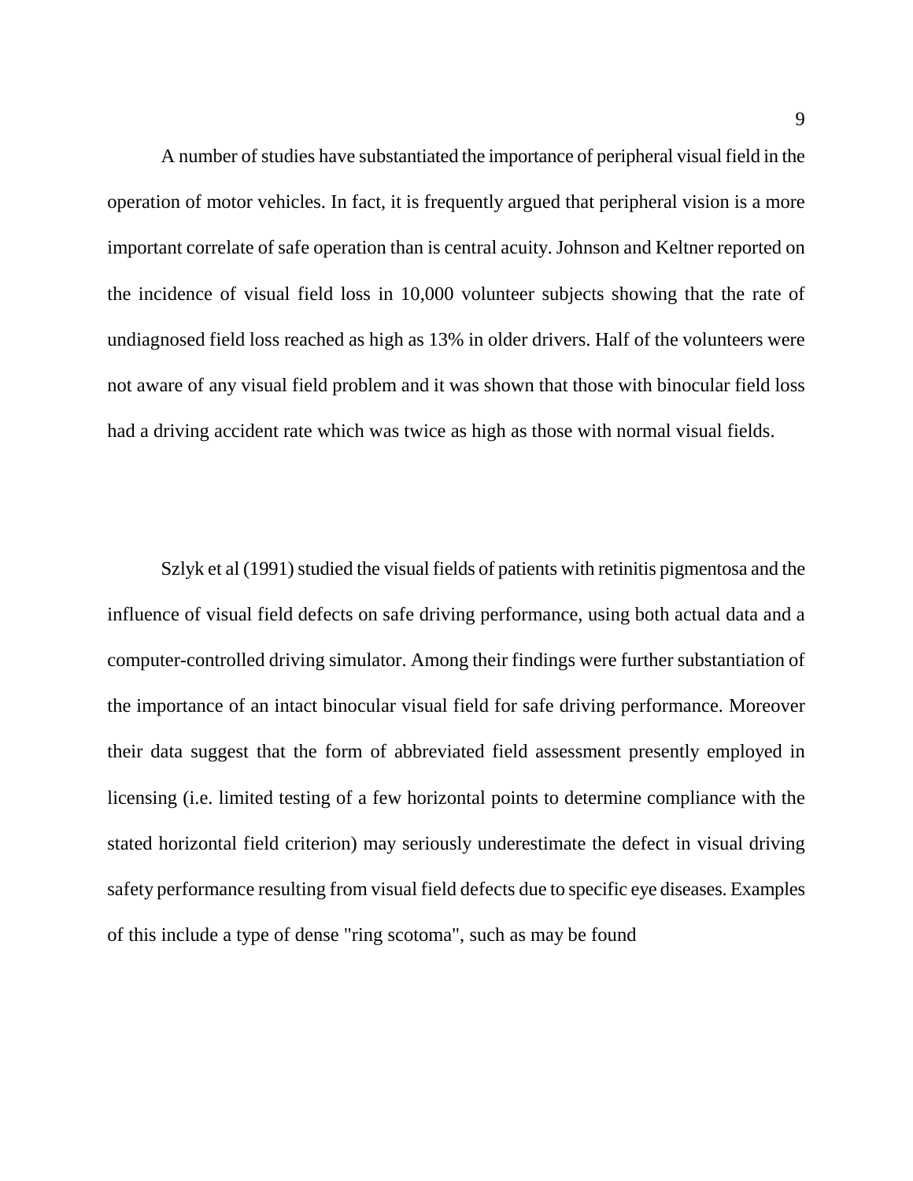A number of studies have substantiated the importance of peripheral visual field in the operation of motor vehicles. In fact, it is frequently argued that peripheral vision is a more important correlate of safe operation than is central acuity. Johnson and Keltner reported on the incidence of visual field loss in 10,000 volunteer subjects showing that the rate of undiagnosed field loss reached as high as 13% in older drivers. Half of the volunteers were not aware of any visual field problem and it was shown that those with binocular field loss had a driving accident rate which was twice as high as those with normal visual fields.

Szlyk et al (1991) studied the visual fields of patients with retinitis pigmentosa and the influence of visual field defects on safe driving performance, using both actual data and a computer-controlled driving simulator. Among their findings were further substantiation of the importance of an intact binocular visual field for safe driving performance. Moreover their data suggest that the form of abbreviated field assessment presently employed in licensing (i.e. limited testing of a few horizontal points to determine compliance with the stated horizontal field criterion) may seriously underestimate the defect in visual driving safety performance resulting from visual field defects due to specific eye diseases. Examples of this include a type of dense "ring scotoma", such as may be found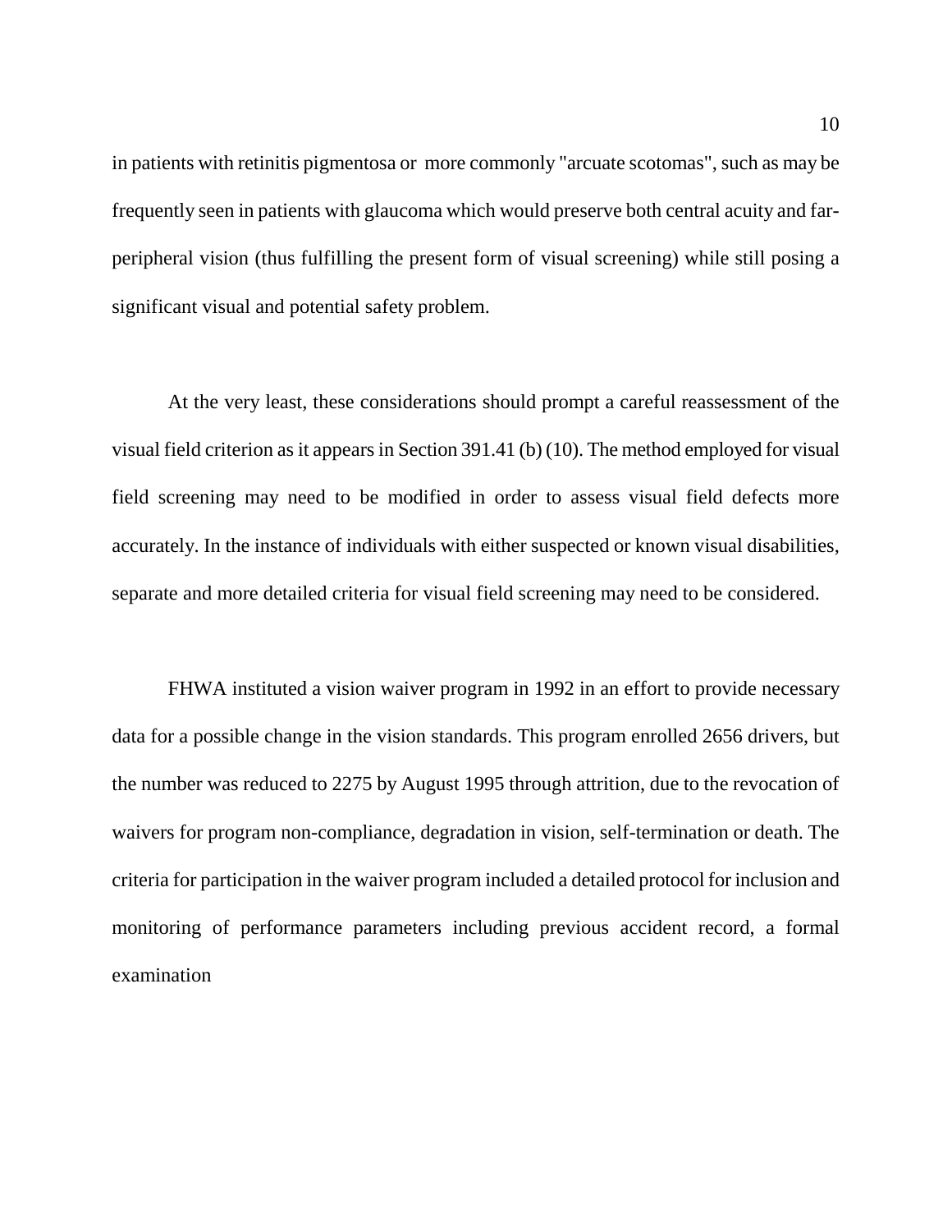in patients with retinitis pigmentosa or more commonly "arcuate scotomas", such as may be frequently seen in patients with glaucoma which would preserve both central acuity and far-peripheral vision (thus fulfilling the present form of visual screening) while still posing a significant visual and potential safety problem.

At the very least, these considerations should prompt a careful reassessment of the visual field criterion as it appears in Section 391.41 (b) (10). The method employed for visual field screening may need to be modified in order to assess visual field defects more accurately. In the instance of individuals with either suspected or known visual disabilities, separate and more detailed criteria for visual field screening may need to be considered.

FHWA instituted a vision waiver program in 1992 in an effort to provide necessary data for a possible change in the vision standards. This program enrolled 2656 drivers, but the number was reduced to 2275 by August 1995 through attrition, due to the revocation of waivers for program non-compliance, degradation in vision, self-termination or death. The criteria for participation in the waiver program included a detailed protocol for inclusion and monitoring of performance parameters including previous accident record, a formal examination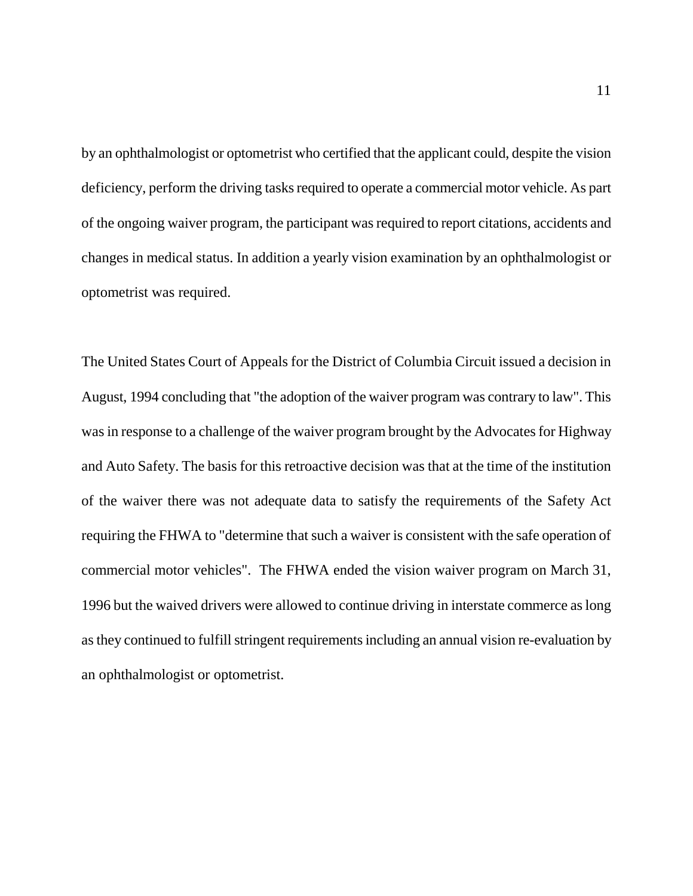by an ophthalmologist or optometrist who certified that the applicant could, despite the vision deficiency, perform the driving tasks required to operate a commercial motor vehicle. As part of the ongoing waiver program, the participant was required to report citations, accidents and changes in medical status. In addition a yearly vision examination by an ophthalmologist or optometrist was required.

The United States Court of Appeals for the District of Columbia Circuit issued a decision in August, 1994 concluding that "the adoption of the waiver program was contrary to law". This was in response to a challenge of the waiver program brought by the Advocates for Highway and Auto Safety. The basis for this retroactive decision was that at the time of the institution of the waiver there was not adequate data to satisfy the requirements of the Safety Act requiring the FHWA to "determine that such a waiver is consistent with the safe operation of commercial motor vehicles". The FHWA ended the vision waiver program on March 31, 1996 but the waived drivers were allowed to continue driving in interstate commerce as long as they continued to fulfill stringent requirements including an annual vision re-evaluation by an ophthalmologist or optometrist.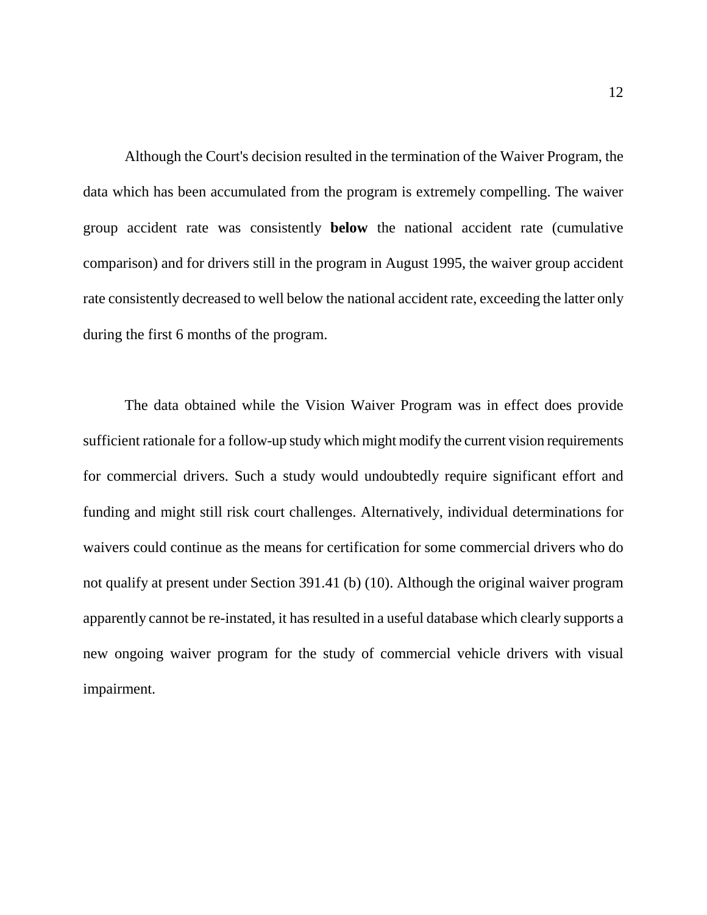Although the Court's decision resulted in the termination of the Waiver Program, the data which has been accumulated from the program is extremely compelling. The waiver group accident rate was consistently **below** the national accident rate (cumulative comparison) and for drivers still in the program in August 1995, the waiver group accident rate consistently decreased to well below the national accident rate, exceeding the latter only during the first 6 months of the program.

The data obtained while the Vision Waiver Program was in effect does provide sufficient rationale for a follow-up study which might modify the current vision requirements for commercial drivers. Such a study would undoubtedly require significant effort and funding and might still risk court challenges. Alternatively, individual determinations for waivers could continue as the means for certification for some commercial drivers who do not qualify at present under Section 391.41 (b) (10). Although the original waiver program apparently cannot be re-instated, it has resulted in a useful database which clearly supports a new ongoing waiver program for the study of commercial vehicle drivers with visual impairment.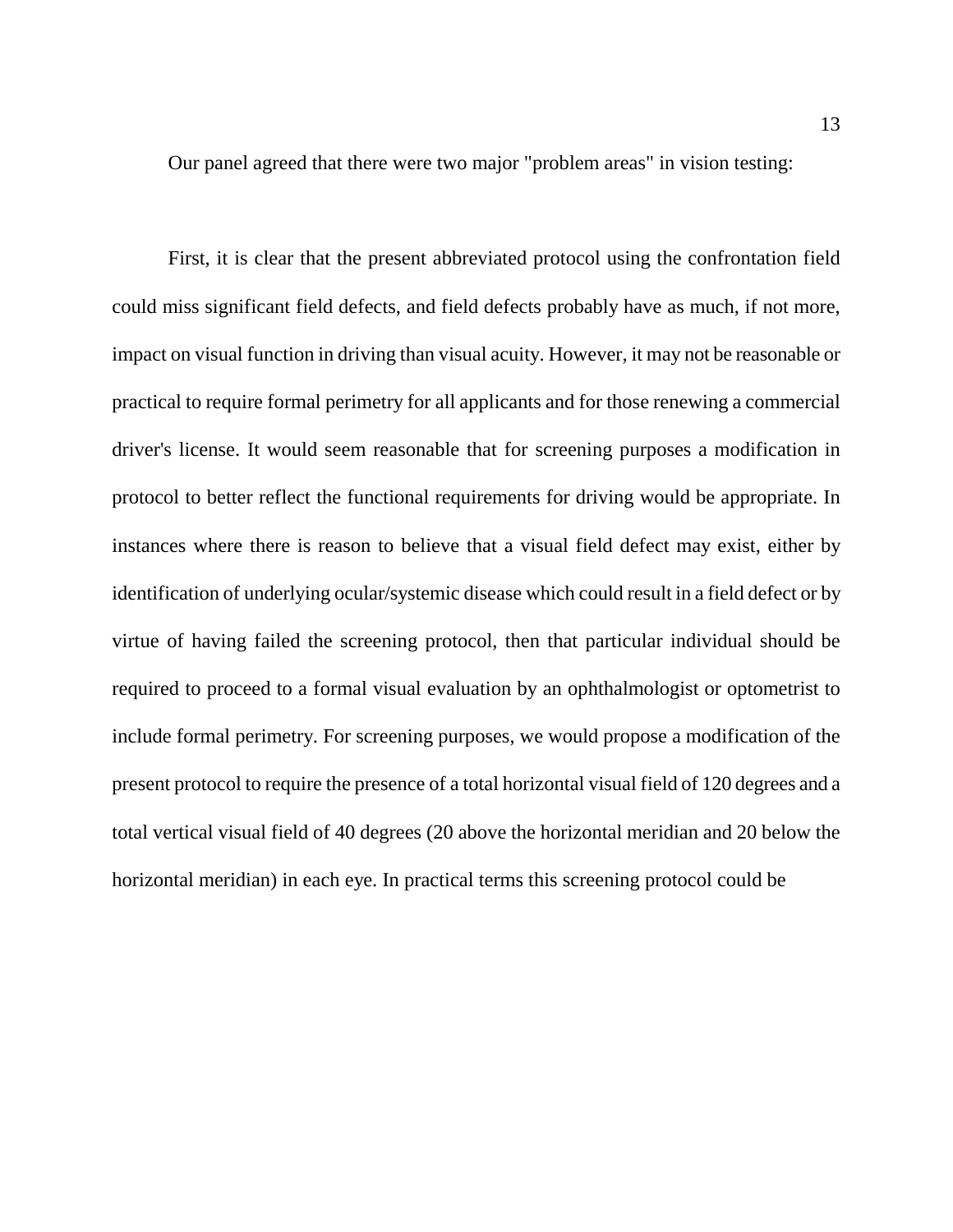Our panel agreed that there were two major "problem areas" in vision testing:

First, it is clear that the present abbreviated protocol using the confrontation field could miss significant field defects, and field defects probably have as much, if not more, impact on visual function in driving than visual acuity. However, it may not be reasonable or practical to require formal perimetry for all applicants and for those renewing a commercial driver's license. It would seem reasonable that for screening purposes a modification in protocol to better reflect the functional requirements for driving would be appropriate. In instances where there is reason to believe that a visual field defect may exist, either by identification of underlying ocular/systemic disease which could result in a field defect or by virtue of having failed the screening protocol, then that particular individual should be required to proceed to a formal visual evaluation by an ophthalmologist or optometrist to include formal perimetry. For screening purposes, we would propose a modification of the present protocol to require the presence of a total horizontal visual field of 120 degrees and a total vertical visual field of 40 degrees (20 above the horizontal meridian and 20 below the horizontal meridian) in each eye. In practical terms this screening protocol could be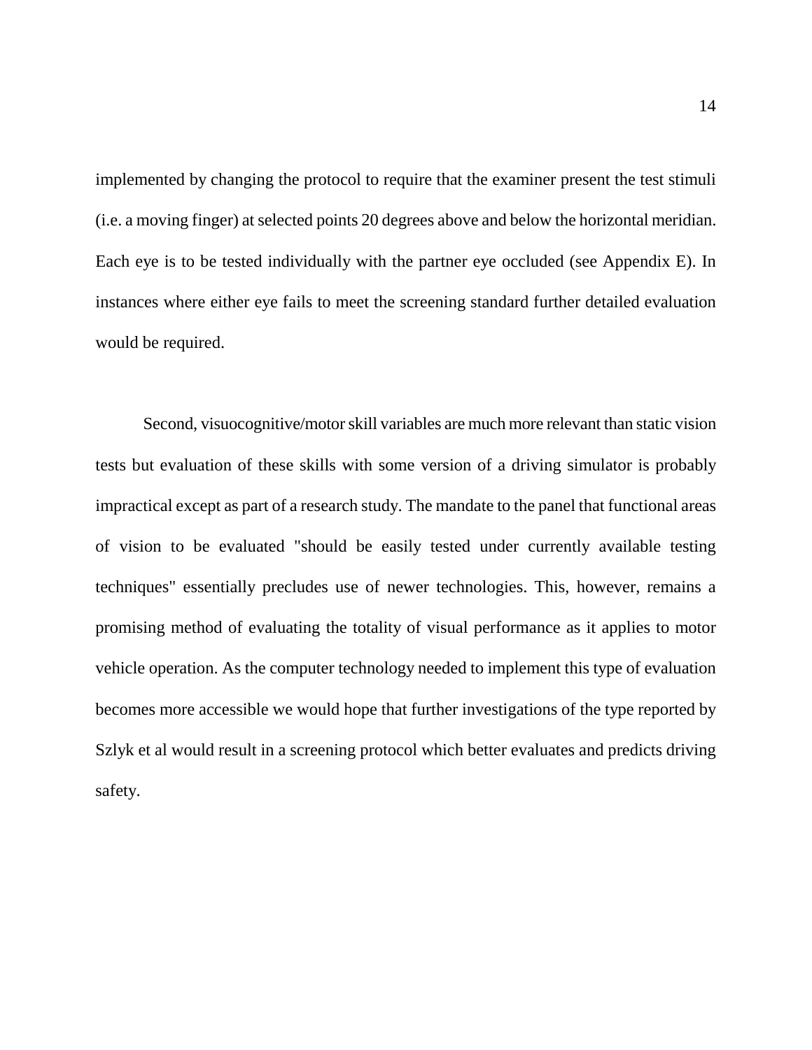implemented by changing the protocol to require that the examiner present the test stimuli (i.e. a moving finger) at selected points 20 degrees above and below the horizontal meridian. Each eye is to be tested individually with the partner eye occluded (see Appendix E). In instances where either eye fails to meet the screening standard further detailed evaluation would be required.

Second, visuocognitive/motor skill variables are much more relevant than static vision tests but evaluation of these skills with some version of a driving simulator is probably impractical except as part of a research study. The mandate to the panel that functional areas of vision to be evaluated "should be easily tested under currently available testing techniques" essentially precludes use of newer technologies. This, however, remains a promising method of evaluating the totality of visual performance as it applies to motor vehicle operation. As the computer technology needed to implement this type of evaluation becomes more accessible we would hope that further investigations of the type reported by Szlyk et al would result in a screening protocol which better evaluates and predicts driving safety.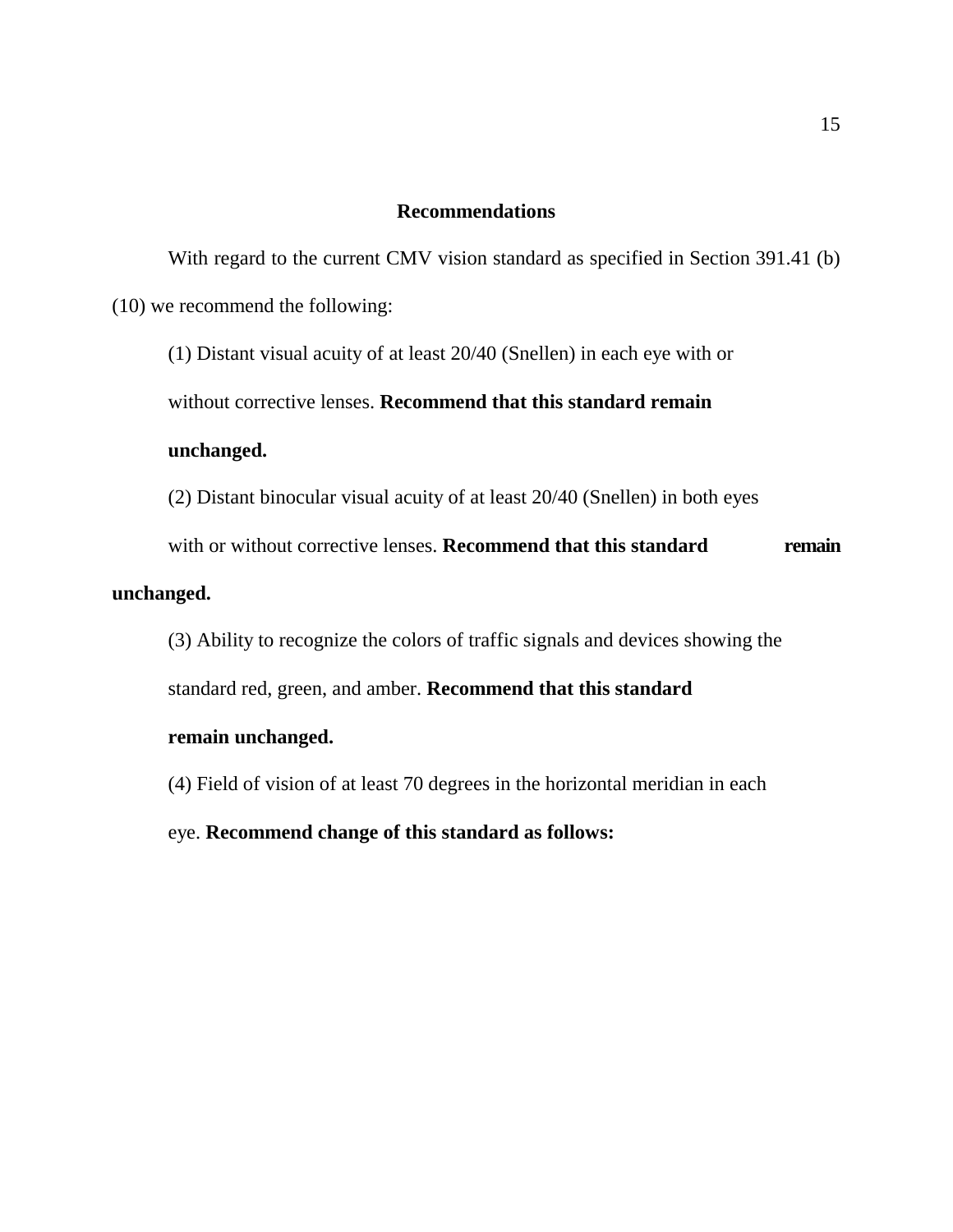## Recommendations

With regard to the current CMV vision standard as specified in Section 391.41 (b) (10) we recommend the following:

(1) Distant visual acuity of at least 20/40 (Snellen) in each eye with or without corrective lenses. **Recommend that this standard remain unchanged.**

(2) Distant binocular visual acuity of at least 20/40 (Snellen) in both eyes with or without corrective lenses. **Recommend that this standard remain unchanged.**

(3) Ability to recognize the colors of traffic signals and devices showing the standard red, green, and amber. **Recommend that this standard remain unchanged.**

(4) Field of vision of at least 70 degrees in the horizontal meridian in each eye. **Recommend change of this standard as follows:**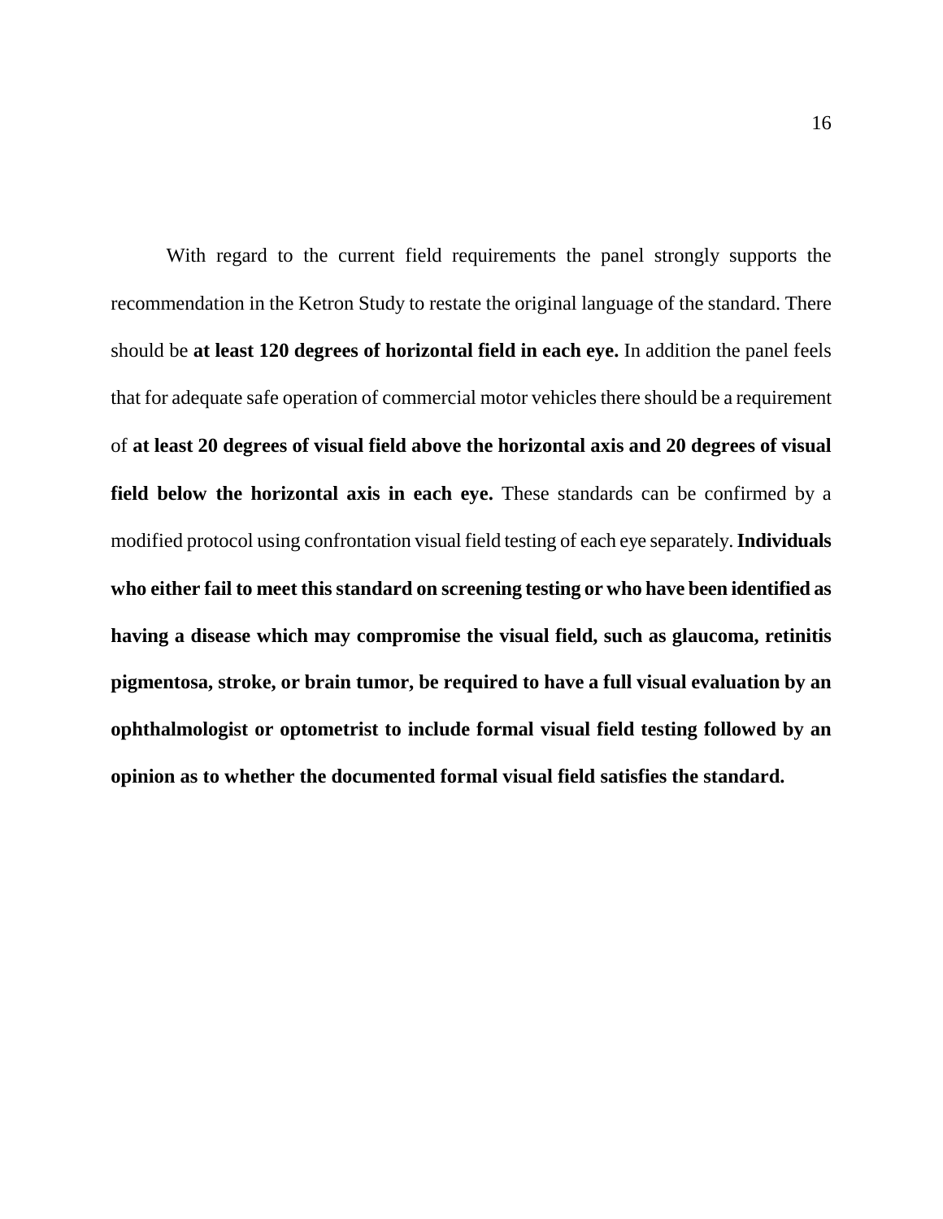With regard to the current field requirements the panel strongly supports the recommendation in the Ketron Study to restate the original language of the standard. There should be **at least 120 degrees of horizontal field in each eye.** In addition the panel feels that for adequate safe operation of commercial motor vehicles there should be a requirement of **at least 20 degrees of visual field above the horizontal axis and 20 degrees of visual field below the horizontal axis in each eye.** These standards can be confirmed by a modified protocol using confrontation visual field testing of each eye separately. **Individuals who either fail to meet this standard on screening testing or who have been identified as having a disease which may compromise the visual field, such as glaucoma, retinitis pigmentosa, stroke, or brain tumor, be required to have a full visual evaluation by an ophthalmologist or optometrist to include formal visual field testing followed by an opinion as to whether the documented formal visual field satisfies the standard.**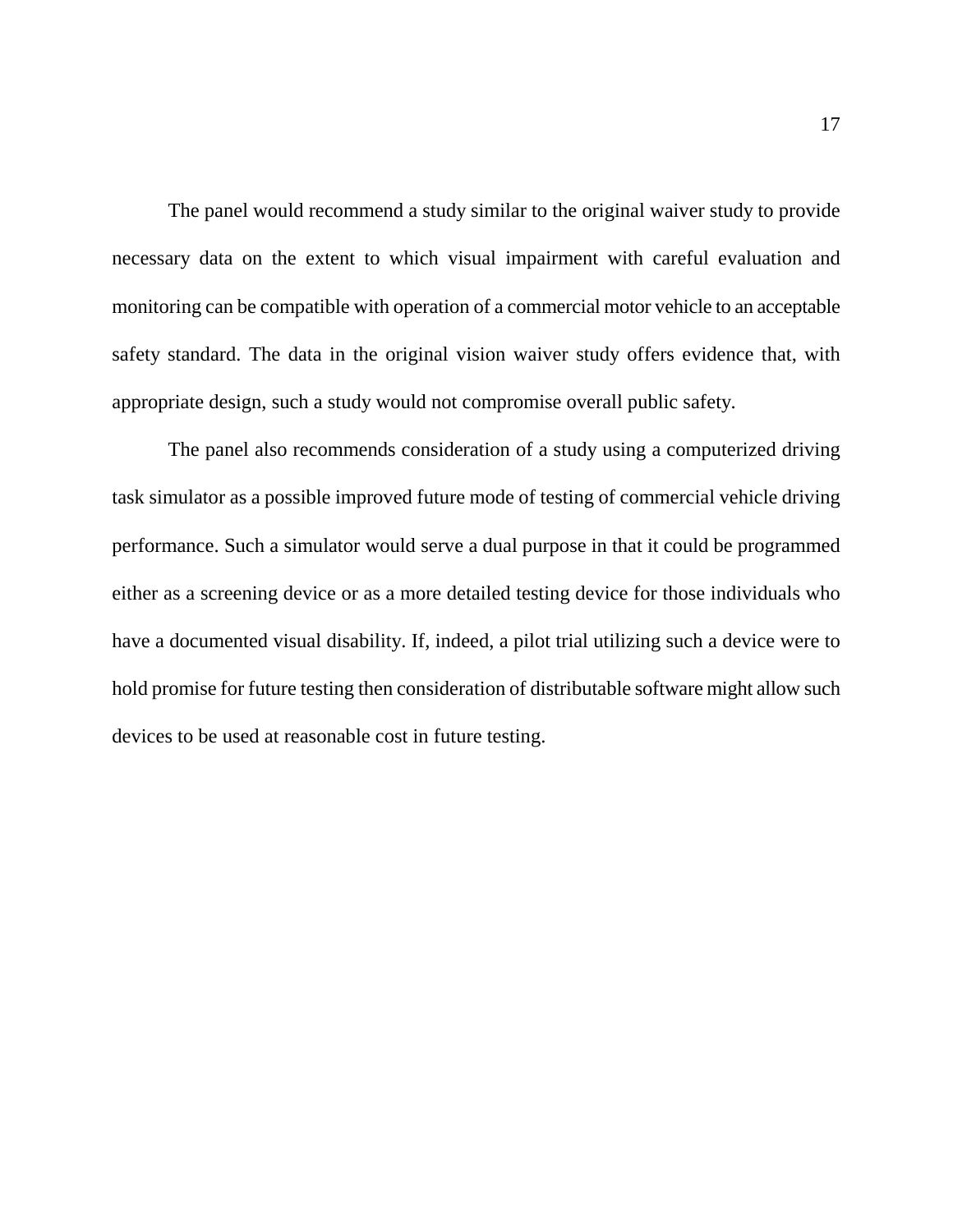The panel would recommend a study similar to the original waiver study to provide necessary data on the extent to which visual impairment with careful evaluation and monitoring can be compatible with operation of a commercial motor vehicle to an acceptable safety standard. The data in the original vision waiver study offers evidence that, with appropriate design, such a study would not compromise overall public safety.

The panel also recommends consideration of a study using a computerized driving task simulator as a possible improved future mode of testing of commercial vehicle driving performance. Such a simulator would serve a dual purpose in that it could be programmed either as a screening device or as a more detailed testing device for those individuals who have a documented visual disability. If, indeed, a pilot trial utilizing such a device were to hold promise for future testing then consideration of distributable software might allow such devices to be used at reasonable cost in future testing.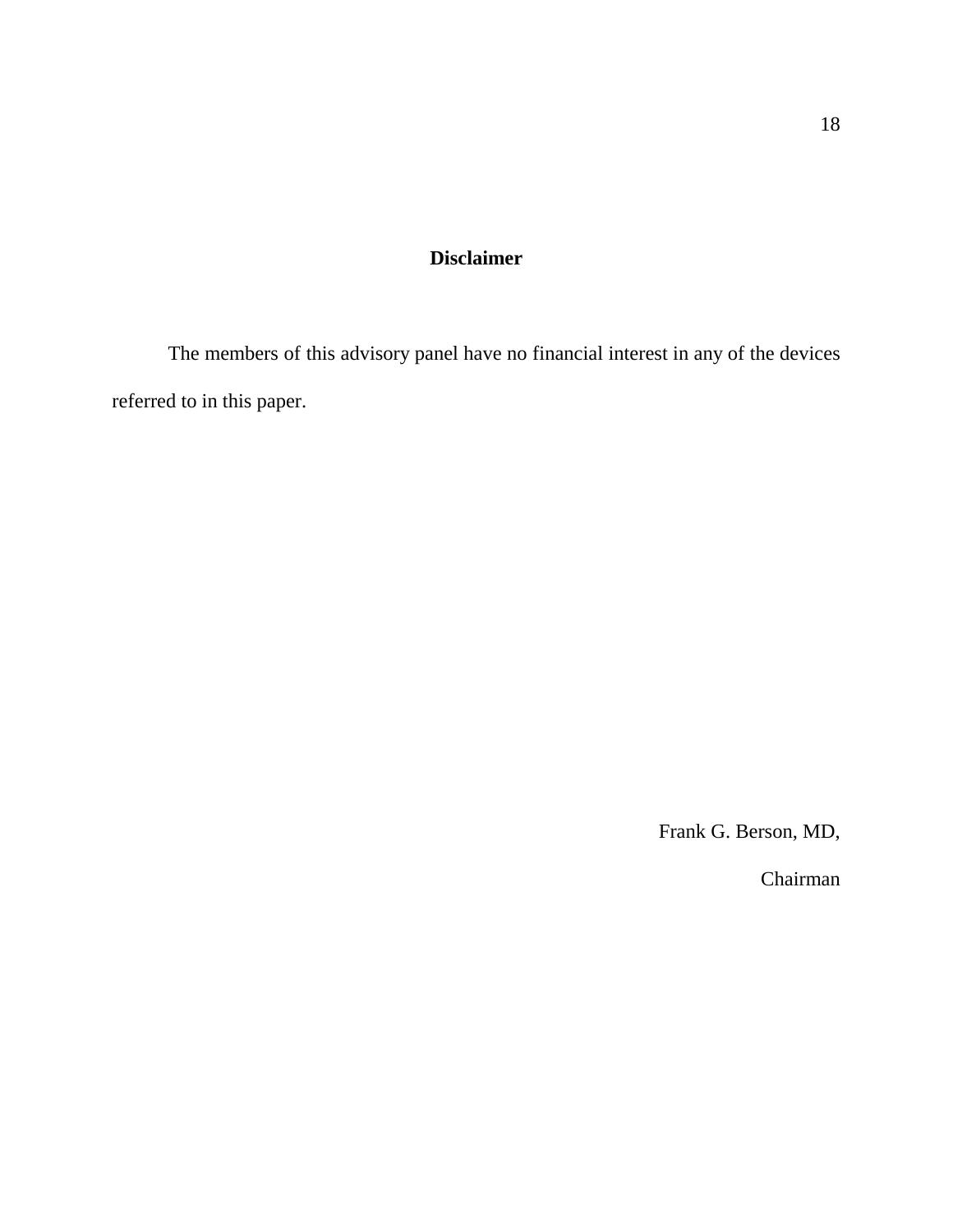## Disclaimer

The members of this advisory panel have no financial interest in any of the devices referred to in this paper.

Frank G. Berson, MD,

Chairman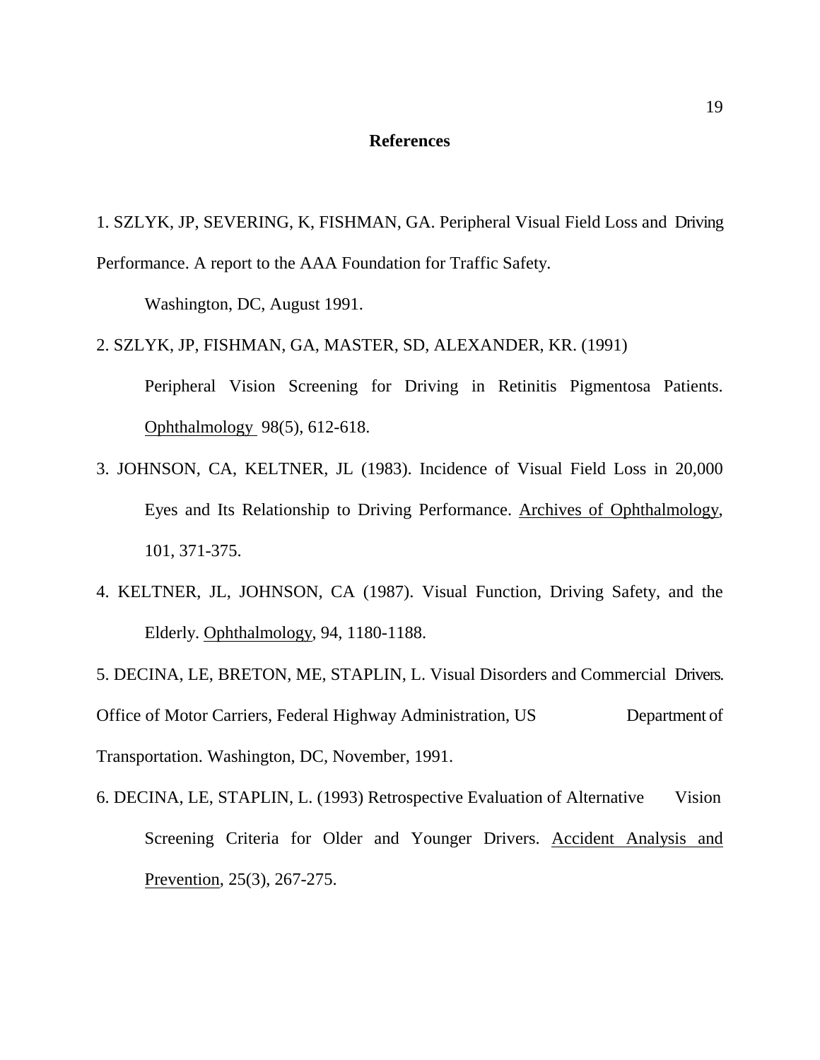## References

1. SZLYK, JP, SEVERING, K, FISHMAN, GA. Peripheral Visual Field Loss and Driving Performance. A report to the AAA Foundation for Traffic Safety. Washington, DC, August 1991.

2. SZLYK, JP, FISHMAN, GA, MASTER, SD, ALEXANDER, KR. (1991) Peripheral Vision Screening for Driving in Retinitis Pigmentosa Patients. Ophthalmology 98(5), 612-618.

3. JOHNSON, CA, KELTNER, JL (1983). Incidence of Visual Field Loss in 20,000 Eyes and Its Relationship to Driving Performance. Archives of Ophthalmology, 101, 371-375.

4. KELTNER, JL, JOHNSON, CA (1987). Visual Function, Driving Safety, and the Elderly. Ophthalmology, 94, 1180-1188.

5. DECINA, LE, BRETON, ME, STAPLIN, L. Visual Disorders and Commercial Drivers. Office of Motor Carriers, Federal Highway Administration, US Department of Transportation. Washington, DC, November, 1991.

6. DECINA, LE, STAPLIN, L. (1993) Retrospective Evaluation of Alternative Vision Screening Criteria for Older and Younger Drivers. Accident Analysis and Prevention, 25(3), 267-275.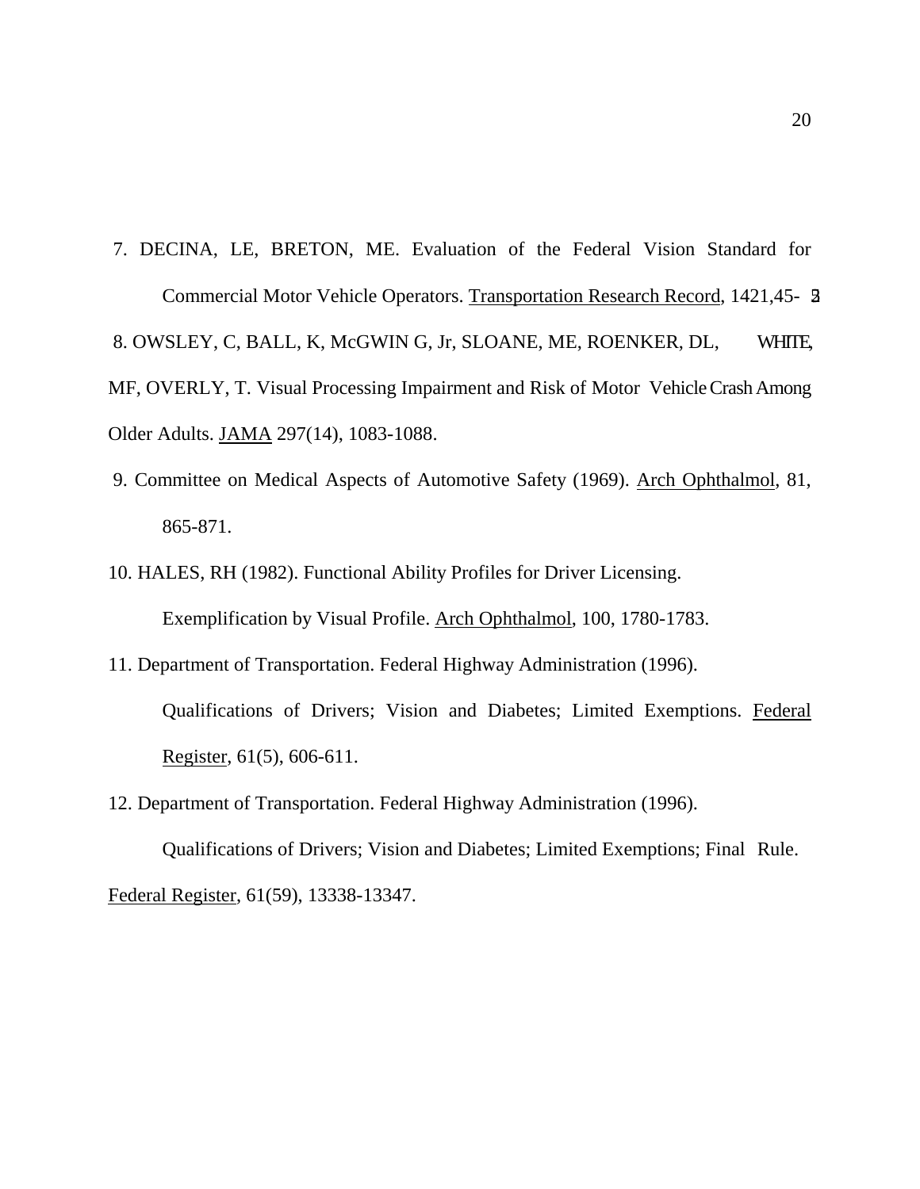7. DECINA, LE, BRETON, ME. Evaluation of the Federal Vision Standard for Commercial Motor Vehicle Operators. Transportation Research Record, 1421,45- 52

8. OWSLEY, C, BALL, K, McGWIN G, Jr, SLOANE, ME, ROENKER, DL, WHITE, MF, OVERLY, T. Visual Processing Impairment and Risk of Motor Vehicle Crash Among Older Adults. JAMA 297(14), 1083-1088.

9. Committee on Medical Aspects of Automotive Safety (1969). Arch Ophthalmol, 81, 865-871.

10. HALES, RH (1982). Functional Ability Profiles for Driver Licensing. Exemplification by Visual Profile. Arch Ophthalmol, 100, 1780-1783.

11. Department of Transportation. Federal Highway Administration (1996). Qualifications of Drivers; Vision and Diabetes; Limited Exemptions. Federal Register, 61(5), 606-611.

12. Department of Transportation. Federal Highway Administration (1996). Qualifications of Drivers; Vision and Diabetes; Limited Exemptions; Final Rule. Federal Register, 61(59), 13338-13347.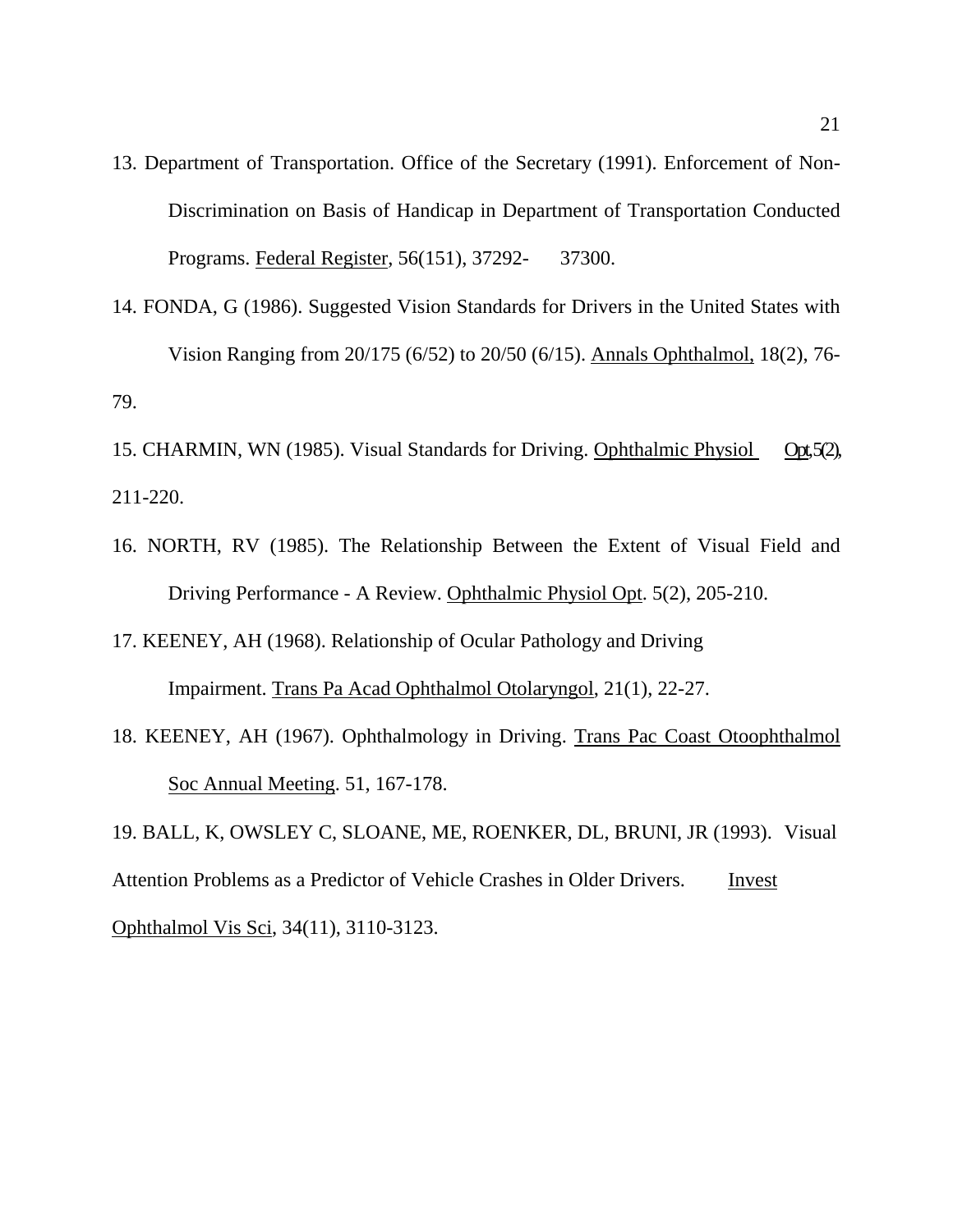13. Department of Transportation. Office of the Secretary (1991). Enforcement of Non-Discrimination on Basis of Handicap in Department of Transportation Conducted Programs. Federal Register, 56(151), 37292- 37300.

14. FONDA, G (1986). Suggested Vision Standards for Drivers in the United States with Vision Ranging from 20/175 (6/52) to 20/50 (6/15). Annals Ophthalmol, 18(2), 76-79.

15. CHARMIN, WN (1985). Visual Standards for Driving. Ophthalmic Physiol Opt, 5(2), 211-220.

16. NORTH, RV (1985). The Relationship Between the Extent of Visual Field and Driving Performance - A Review. Ophthalmic Physiol Opt. 5(2), 205-210.

17. KEENEY, AH (1968). Relationship of Ocular Pathology and Driving Impairment. Trans Pa Acad Ophthalmol Otolaryngol, 21(1), 22-27.

18. KEENEY, AH (1967). Ophthalmology in Driving. Trans Pac Coast Otoophthalmol Soc Annual Meeting. 51, 167-178.

19. BALL, K, OWSLEY C, SLOANE, ME, ROENKER, DL, BRUNI, JR (1993). Visual Attention Problems as a Predictor of Vehicle Crashes in Older Drivers. Invest Ophthalmol Vis Sci, 34(11), 3110-3123.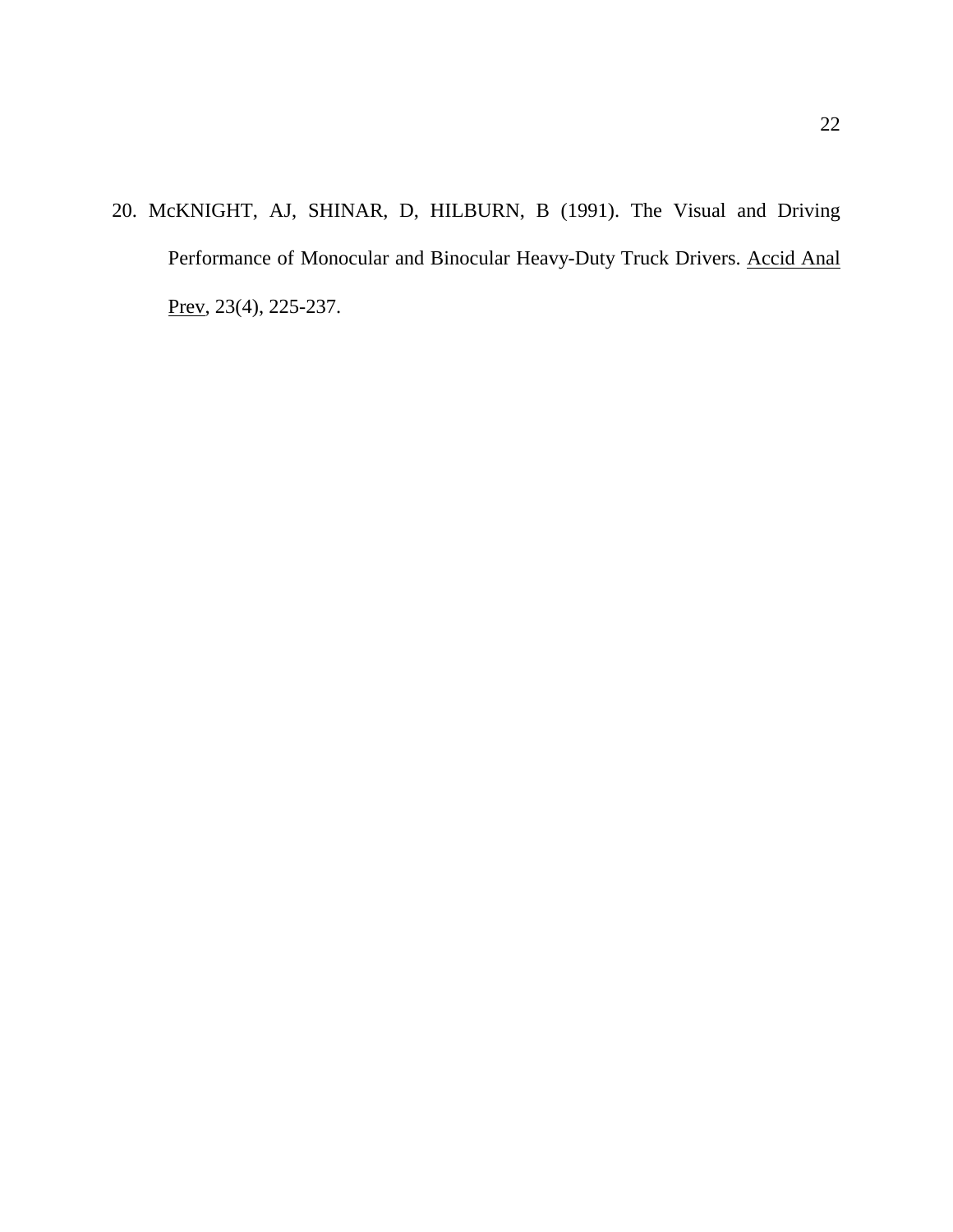20. McKNIGHT, AJ, SHINAR, D, HILBURN, B (1991). The Visual and Driving Performance of Monocular and Binocular Heavy-Duty Truck Drivers. Accid Anal Prev, 23(4), 225-237.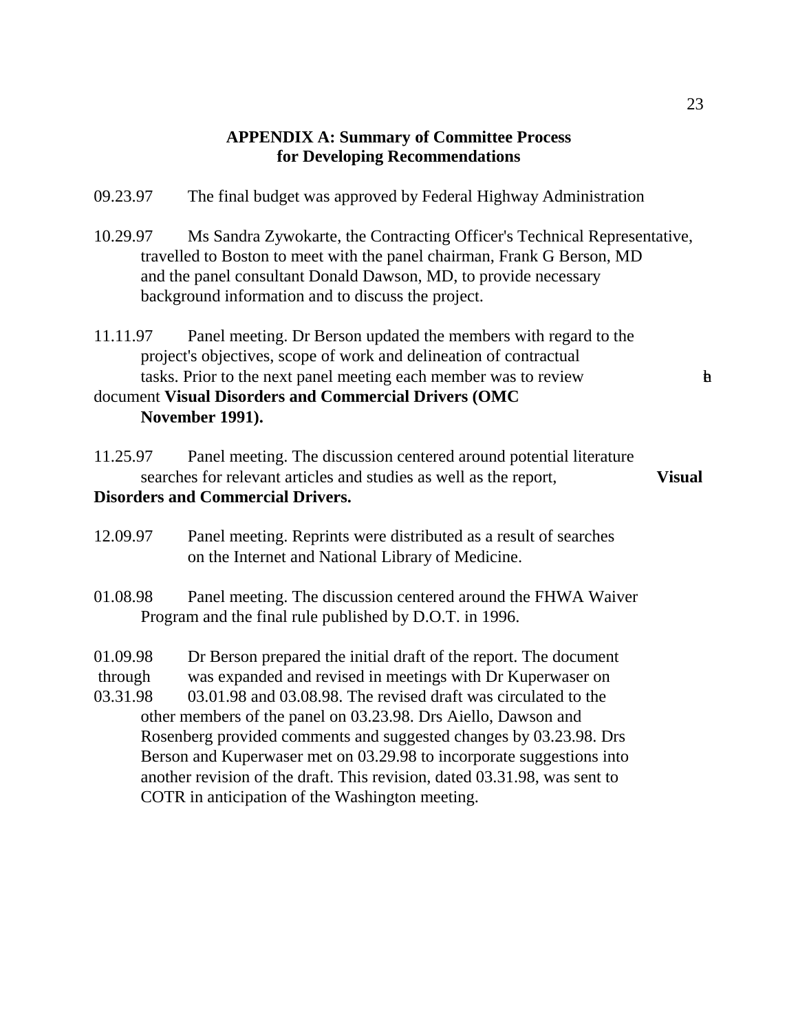**APPENDIX A: Summary of Committee Process for Developing Recommendations**

09.23.97 The final budget was approved by Federal Highway Administration

10.29.97 Ms Sandra Zywokarte, the Contracting Officer's Technical Representative, travelled to Boston to meet with the panel chairman, Frank G Berson, MD and the panel consultant Donald Dawson, MD, to provide necessary background information and to discuss the project.

11.11.97 Panel meeting. Dr Berson updated the members with regard to the project's objectives, scope of work and delineation of contractual tasks. Prior to the next panel meeting each member was to review the document **Visual Disorders and Commercial Drivers (OMC November 1991).**

11.25.97 Panel meeting. The discussion centered around potential literature searches for relevant articles and studies as well as the report, **Visual Disorders and Commercial Drivers.**

12.09.97 Panel meeting. Reprints were distributed as a result of searches on the Internet and National Library of Medicine.

01.08.98 Panel meeting. The discussion centered around the FHWA Waiver Program and the final rule published by D.O.T. in 1996.

01.09.98 through 03.31.98 Dr Berson prepared the initial draft of the report. The document was expanded and revised in meetings with Dr Kuperwaser on 03.01.98 and 03.08.98. The revised draft was circulated to the other members of the panel on 03.23.98. Drs Aiello, Dawson and Rosenberg provided comments and suggested changes by 03.23.98. Drs Berson and Kuperwaser met on 03.29.98 to incorporate suggestions into another revision of the draft. This revision, dated 03.31.98, was sent to COTR in anticipation of the Washington meeting.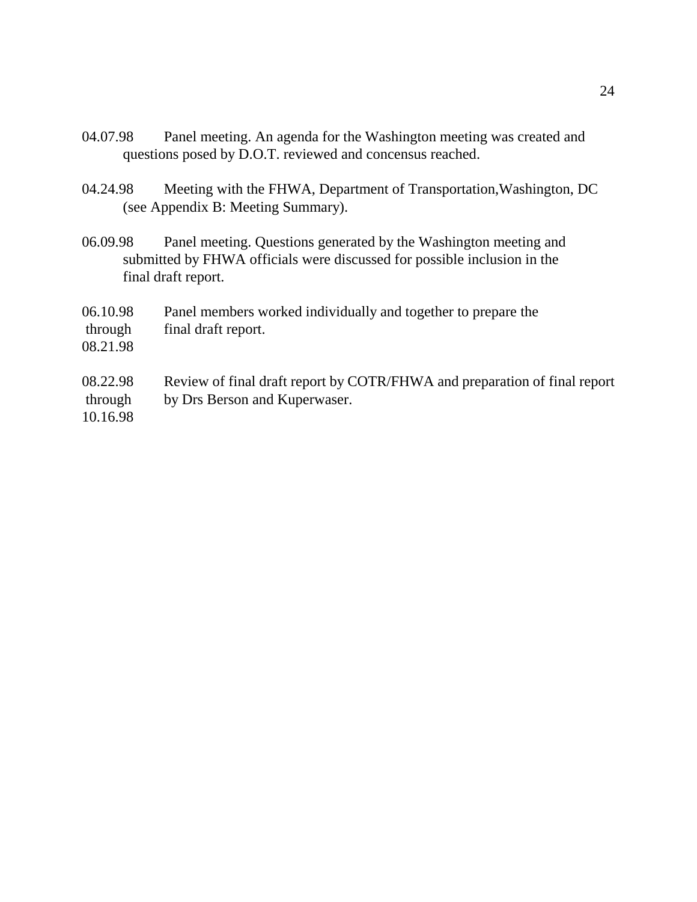04.07.98 Panel meeting. An agenda for the Washington meeting was created and questions posed by D.O.T. reviewed and concensus reached.

04.24.98 Meeting with the FHWA, Department of Transportation,Washington, DC (see Appendix B: Meeting Summary).

06.09.98 Panel meeting. Questions generated by the Washington meeting and submitted by FHWA officials were discussed for possible inclusion in the final draft report.

06.10.98 through 08.21.98 Panel members worked individually and together to prepare the final draft report.

08.22.98 through 10.16.98 Review of final draft report by COTR/FHWA and preparation of final report by Drs Berson and Kuperwaser.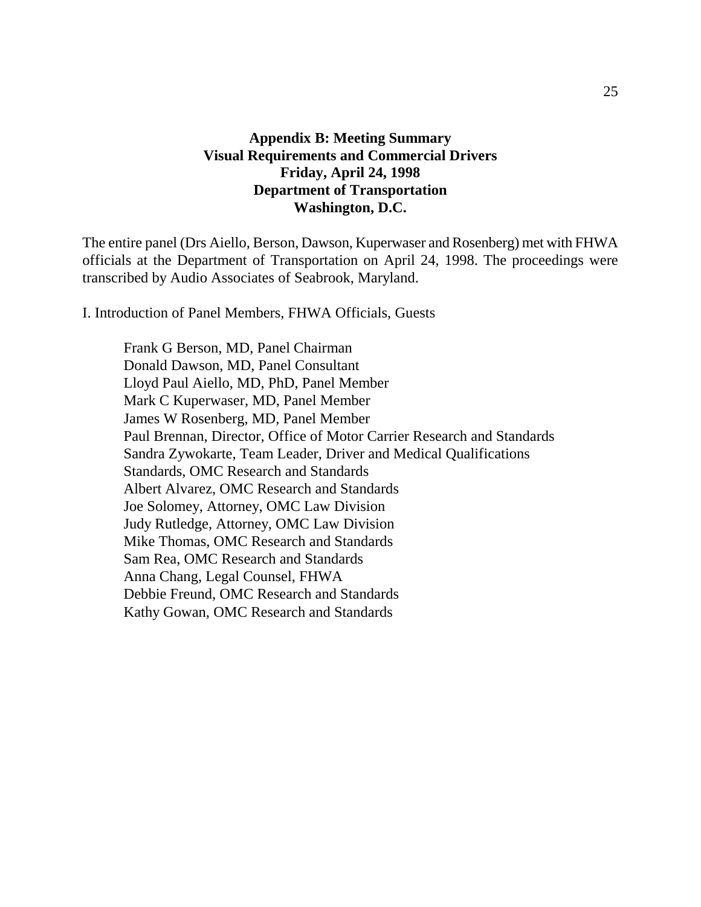## Appendix B: Meeting Summary
## Visual Requirements and Commercial Drivers
## Friday, April 24, 1998
## Department of Transportation
## Washington, D.C.

The entire panel (Drs Aiello, Berson, Dawson, Kuperwaser and Rosenberg) met with FHWA officials at the Department of Transportation on April 24, 1998. The proceedings were transcribed by Audio Associates of Seabrook, Maryland.

I. Introduction of Panel Members, FHWA Officials, Guests

Frank G Berson, MD, Panel Chairman
Donald Dawson, MD, Panel Consultant
Lloyd Paul Aiello, MD, PhD, Panel Member
Mark C Kuperwaser, MD, Panel Member
James W Rosenberg, MD, Panel Member
Paul Brennan, Director, Office of Motor Carrier Research and Standards
Sandra Zywokarte, Team Leader, Driver and Medical Qualifications Standards, OMC Research and Standards
Albert Alvarez, OMC Research and Standards
Joe Solomey, Attorney, OMC Law Division
Judy Rutledge, Attorney, OMC Law Division
Mike Thomas, OMC Research and Standards
Sam Rea, OMC Research and Standards
Anna Chang, Legal Counsel, FHWA
Debbie Freund, OMC Research and Standards
Kathy Gowan, OMC Research and Standards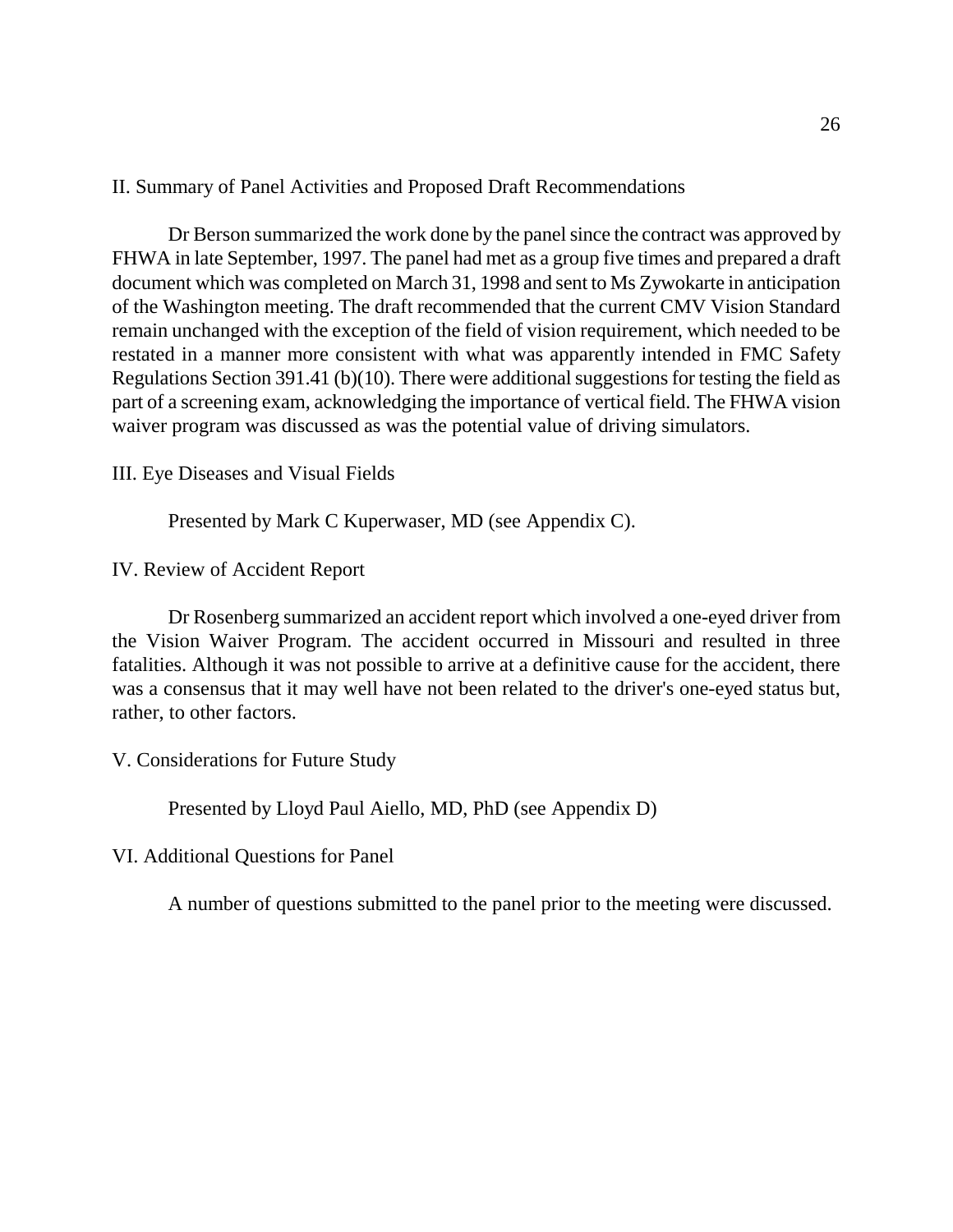## II. Summary of Panel Activities and Proposed Draft Recommendations

Dr Berson summarized the work done by the panel since the contract was approved by FHWA in late September, 1997. The panel had met as a group five times and prepared a draft document which was completed on March 31, 1998 and sent to Ms Zywokarte in anticipation of the Washington meeting. The draft recommended that the current CMV Vision Standard remain unchanged with the exception of the field of vision requirement, which needed to be restated in a manner more consistent with what was apparently intended in FMC Safety Regulations Section 391.41 (b)(10). There were additional suggestions for testing the field as part of a screening exam, acknowledging the importance of vertical field. The FHWA vision waiver program was discussed as was the potential value of driving simulators.

## III. Eye Diseases and Visual Fields

Presented by Mark C Kuperwaser, MD (see Appendix C).

## IV. Review of Accident Report

Dr Rosenberg summarized an accident report which involved a one-eyed driver from the Vision Waiver Program. The accident occurred in Missouri and resulted in three fatalities. Although it was not possible to arrive at a definitive cause for the accident, there was a consensus that it may well have not been related to the driver's one-eyed status but, rather, to other factors.

## V. Considerations for Future Study

Presented by Lloyd Paul Aiello, MD, PhD (see Appendix D)

## VI. Additional Questions for Panel

A number of questions submitted to the panel prior to the meeting were discussed.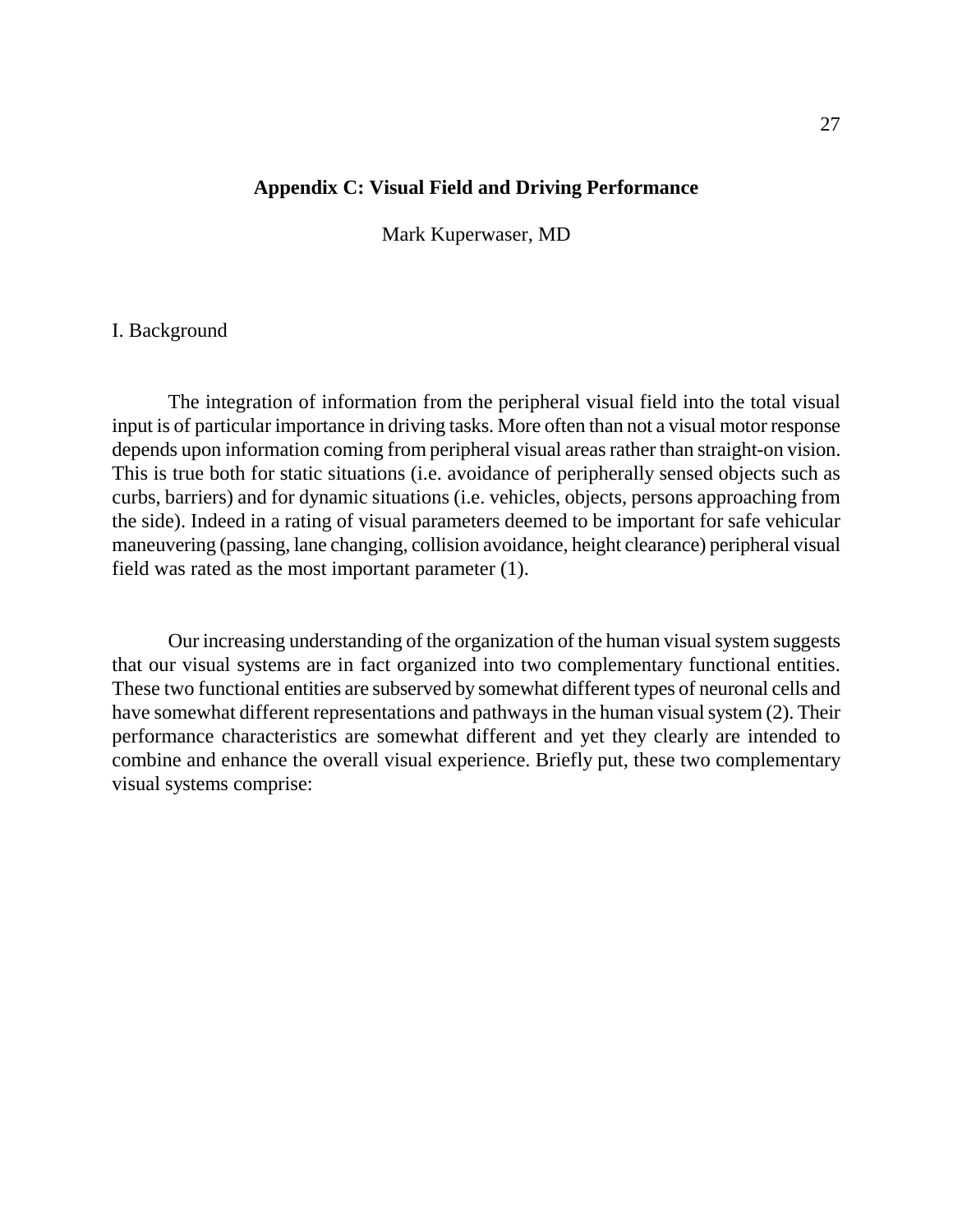## Appendix C: Visual Field and Driving Performance

Mark Kuperwaser, MD

### I. Background

The integration of information from the peripheral visual field into the total visual input is of particular importance in driving tasks. More often than not a visual motor response depends upon information coming from peripheral visual areas rather than straight-on vision. This is true both for static situations (i.e. avoidance of peripherally sensed objects such as curbs, barriers) and for dynamic situations (i.e. vehicles, objects, persons approaching from the side). Indeed in a rating of visual parameters deemed to be important for safe vehicular maneuvering (passing, lane changing, collision avoidance, height clearance) peripheral visual field was rated as the most important parameter (1).

Our increasing understanding of the organization of the human visual system suggests that our visual systems are in fact organized into two complementary functional entities. These two functional entities are subserved by somewhat different types of neuronal cells and have somewhat different representations and pathways in the human visual system (2). Their performance characteristics are somewhat different and yet they clearly are intended to combine and enhance the overall visual experience. Briefly put, these two complementary visual systems comprise: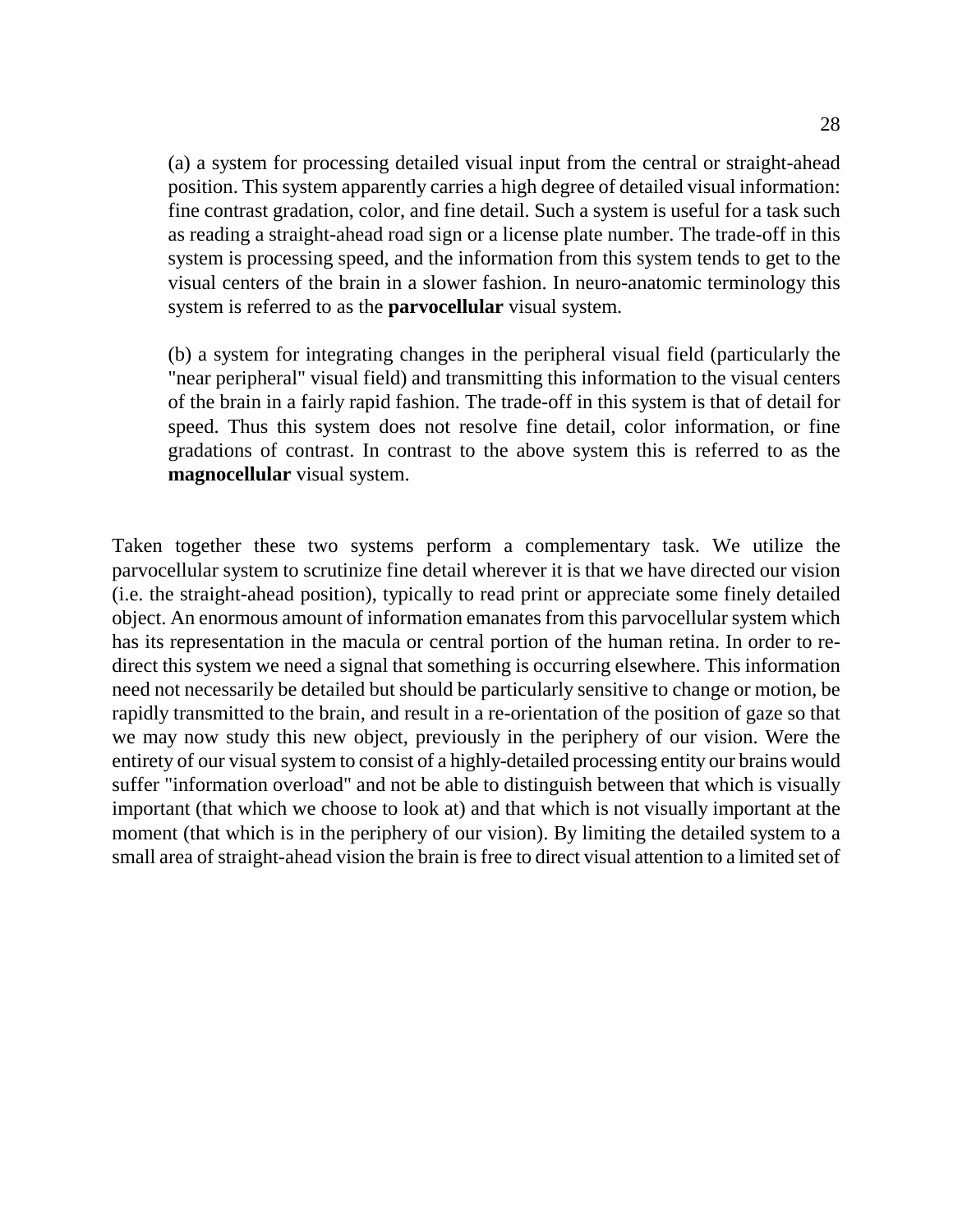(a) a system for processing detailed visual input from the central or straight-ahead position. This system apparently carries a high degree of detailed visual information: fine contrast gradation, color, and fine detail. Such a system is useful for a task such as reading a straight-ahead road sign or a license plate number. The trade-off in this system is processing speed, and the information from this system tends to get to the visual centers of the brain in a slower fashion. In neuro-anatomic terminology this system is referred to as the **parvocellular** visual system.

(b) a system for integrating changes in the peripheral visual field (particularly the "near peripheral" visual field) and transmitting this information to the visual centers of the brain in a fairly rapid fashion. The trade-off in this system is that of detail for speed. Thus this system does not resolve fine detail, color information, or fine gradations of contrast. In contrast to the above system this is referred to as the **magnocellular** visual system.

Taken together these two systems perform a complementary task. We utilize the parvocellular system to scrutinize fine detail wherever it is that we have directed our vision (i.e. the straight-ahead position), typically to read print or appreciate some finely detailed object. An enormous amount of information emanates from this parvocellular system which has its representation in the macula or central portion of the human retina. In order to re-direct this system we need a signal that something is occurring elsewhere. This information need not necessarily be detailed but should be particularly sensitive to change or motion, be rapidly transmitted to the brain, and result in a re-orientation of the position of gaze so that we may now study this new object, previously in the periphery of our vision. Were the entirety of our visual system to consist of a highly-detailed processing entity our brains would suffer "information overload" and not be able to distinguish between that which is visually important (that which we choose to look at) and that which is not visually important at the moment (that which is in the periphery of our vision). By limiting the detailed system to a small area of straight-ahead vision the brain is free to direct visual attention to a limited set of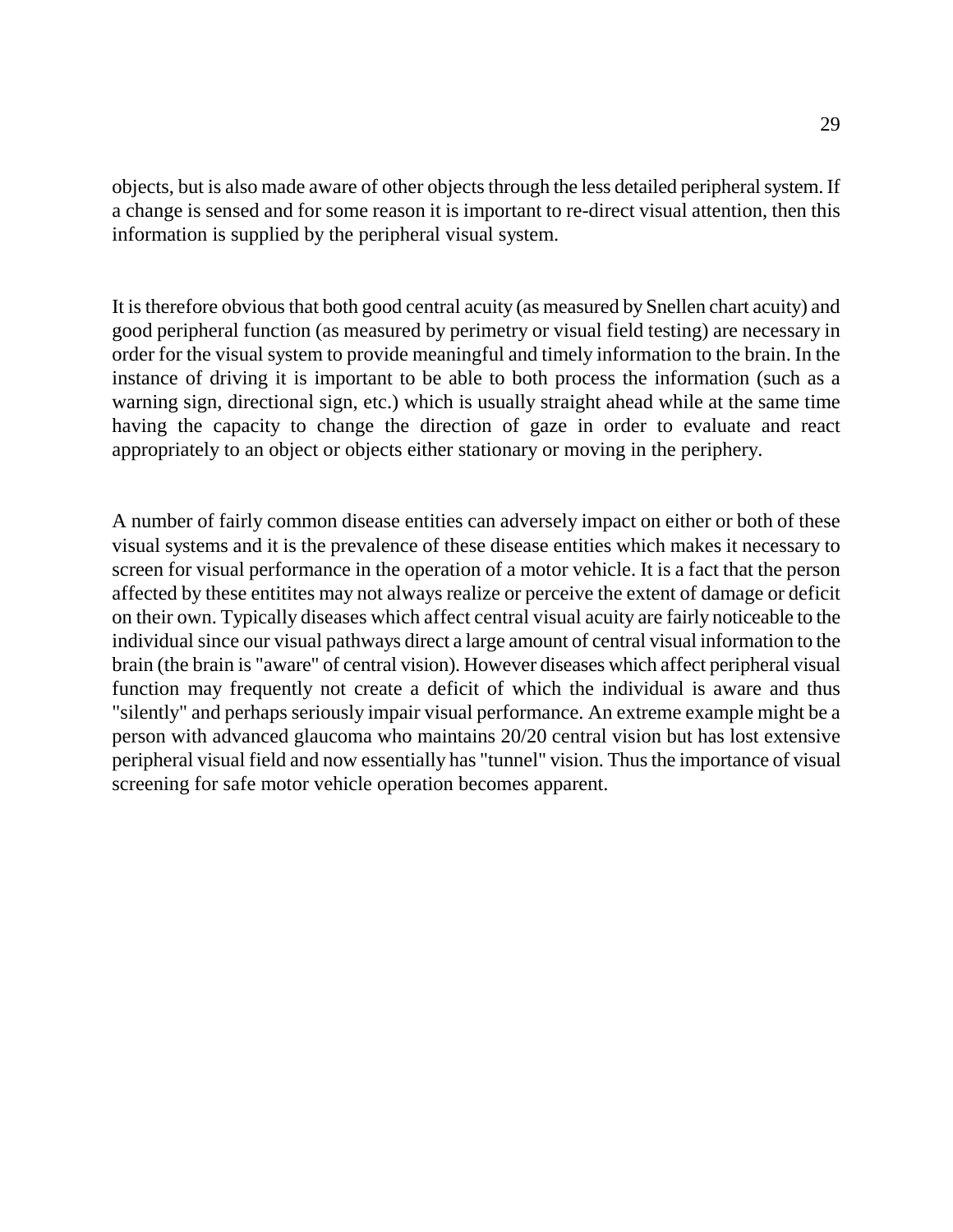objects, but is also made aware of other objects through the less detailed peripheral system. If a change is sensed and for some reason it is important to re-direct visual attention, then this information is supplied by the peripheral visual system.

It is therefore obvious that both good central acuity (as measured by Snellen chart acuity) and good peripheral function (as measured by perimetry or visual field testing) are necessary in order for the visual system to provide meaningful and timely information to the brain. In the instance of driving it is important to be able to both process the information (such as a warning sign, directional sign, etc.) which is usually straight ahead while at the same time having the capacity to change the direction of gaze in order to evaluate and react appropriately to an object or objects either stationary or moving in the periphery.

A number of fairly common disease entities can adversely impact on either or both of these visual systems and it is the prevalence of these disease entities which makes it necessary to screen for visual performance in the operation of a motor vehicle. It is a fact that the person affected by these entitites may not always realize or perceive the extent of damage or deficit on their own. Typically diseases which affect central visual acuity are fairly noticeable to the individual since our visual pathways direct a large amount of central visual information to the brain (the brain is "aware" of central vision). However diseases which affect peripheral visual function may frequently not create a deficit of which the individual is aware and thus "silently" and perhaps seriously impair visual performance. An extreme example might be a person with advanced glaucoma who maintains 20/20 central vision but has lost extensive peripheral visual field and now essentially has "tunnel" vision. Thus the importance of visual screening for safe motor vehicle operation becomes apparent.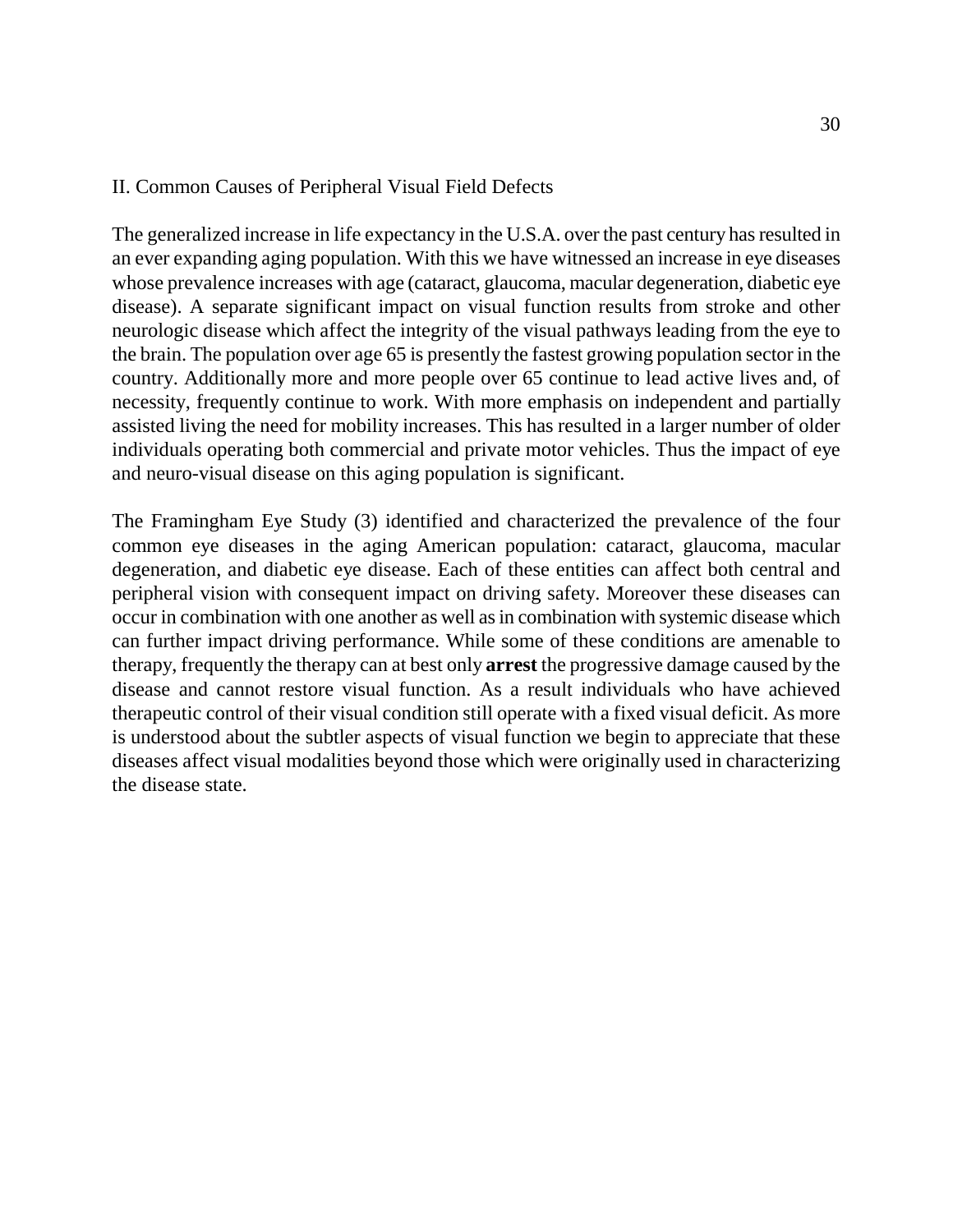## II. Common Causes of Peripheral Visual Field Defects

The generalized increase in life expectancy in the U.S.A. over the past century has resulted in an ever expanding aging population. With this we have witnessed an increase in eye diseases whose prevalence increases with age (cataract, glaucoma, macular degeneration, diabetic eye disease). A separate significant impact on visual function results from stroke and other neurologic disease which affect the integrity of the visual pathways leading from the eye to the brain. The population over age 65 is presently the fastest growing population sector in the country. Additionally more and more people over 65 continue to lead active lives and, of necessity, frequently continue to work. With more emphasis on independent and partially assisted living the need for mobility increases. This has resulted in a larger number of older individuals operating both commercial and private motor vehicles. Thus the impact of eye and neuro-visual disease on this aging population is significant.

The Framingham Eye Study (3) identified and characterized the prevalence of the four common eye diseases in the aging American population: cataract, glaucoma, macular degeneration, and diabetic eye disease. Each of these entities can affect both central and peripheral vision with consequent impact on driving safety. Moreover these diseases can occur in combination with one another as well as in combination with systemic disease which can further impact driving performance. While some of these conditions are amenable to therapy, frequently the therapy can at best only **arrest** the progressive damage caused by the disease and cannot restore visual function. As a result individuals who have achieved therapeutic control of their visual condition still operate with a fixed visual deficit. As more is understood about the subtler aspects of visual function we begin to appreciate that these diseases affect visual modalities beyond those which were originally used in characterizing the disease state.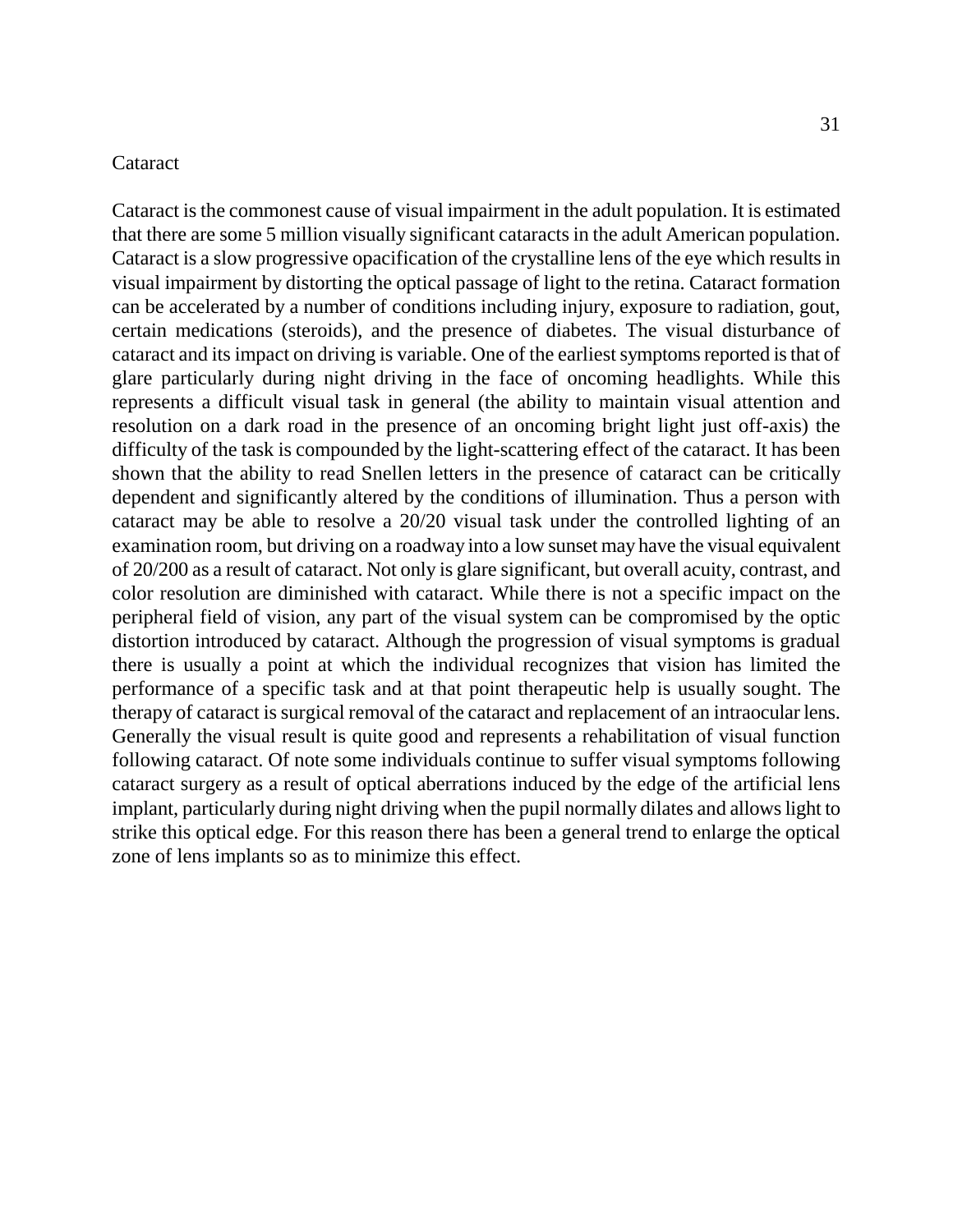## Cataract

Cataract is the commonest cause of visual impairment in the adult population. It is estimated that there are some 5 million visually significant cataracts in the adult American population. Cataract is a slow progressive opacification of the crystalline lens of the eye which results in visual impairment by distorting the optical passage of light to the retina. Cataract formation can be accelerated by a number of conditions including injury, exposure to radiation, gout, certain medications (steroids), and the presence of diabetes. The visual disturbance of cataract and its impact on driving is variable. One of the earliest symptoms reported is that of glare particularly during night driving in the face of oncoming headlights. While this represents a difficult visual task in general (the ability to maintain visual attention and resolution on a dark road in the presence of an oncoming bright light just off-axis) the difficulty of the task is compounded by the light-scattering effect of the cataract. It has been shown that the ability to read Snellen letters in the presence of cataract can be critically dependent and significantly altered by the conditions of illumination. Thus a person with cataract may be able to resolve a 20/20 visual task under the controlled lighting of an examination room, but driving on a roadway into a low sunset may have the visual equivalent of 20/200 as a result of cataract. Not only is glare significant, but overall acuity, contrast, and color resolution are diminished with cataract. While there is not a specific impact on the peripheral field of vision, any part of the visual system can be compromised by the optic distortion introduced by cataract. Although the progression of visual symptoms is gradual there is usually a point at which the individual recognizes that vision has limited the performance of a specific task and at that point therapeutic help is usually sought. The therapy of cataract is surgical removal of the cataract and replacement of an intraocular lens. Generally the visual result is quite good and represents a rehabilitation of visual function following cataract. Of note some individuals continue to suffer visual symptoms following cataract surgery as a result of optical aberrations induced by the edge of the artificial lens implant, particularly during night driving when the pupil normally dilates and allows light to strike this optical edge. For this reason there has been a general trend to enlarge the optical zone of lens implants so as to minimize this effect.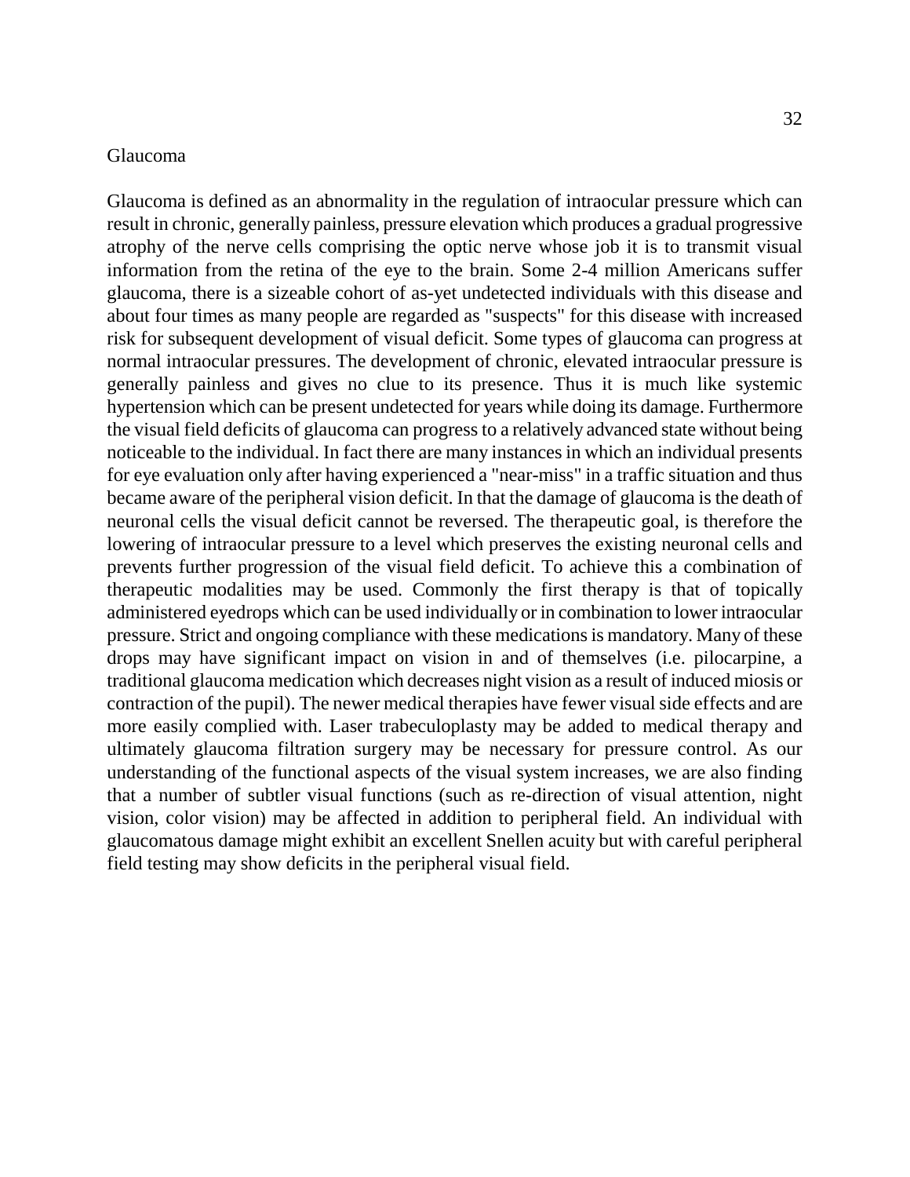## Glaucoma

Glaucoma is defined as an abnormality in the regulation of intraocular pressure which can result in chronic, generally painless, pressure elevation which produces a gradual progressive atrophy of the nerve cells comprising the optic nerve whose job it is to transmit visual information from the retina of the eye to the brain. Some 2-4 million Americans suffer glaucoma, there is a sizeable cohort of as-yet undetected individuals with this disease and about four times as many people are regarded as "suspects" for this disease with increased risk for subsequent development of visual deficit. Some types of glaucoma can progress at normal intraocular pressures. The development of chronic, elevated intraocular pressure is generally painless and gives no clue to its presence. Thus it is much like systemic hypertension which can be present undetected for years while doing its damage. Furthermore the visual field deficits of glaucoma can progress to a relatively advanced state without being noticeable to the individual. In fact there are many instances in which an individual presents for eye evaluation only after having experienced a "near-miss" in a traffic situation and thus became aware of the peripheral vision deficit. In that the damage of glaucoma is the death of neuronal cells the visual deficit cannot be reversed. The therapeutic goal, is therefore the lowering of intraocular pressure to a level which preserves the existing neuronal cells and prevents further progression of the visual field deficit. To achieve this a combination of therapeutic modalities may be used. Commonly the first therapy is that of topically administered eyedrops which can be used individually or in combination to lower intraocular pressure. Strict and ongoing compliance with these medications is mandatory. Many of these drops may have significant impact on vision in and of themselves (i.e. pilocarpine, a traditional glaucoma medication which decreases night vision as a result of induced miosis or contraction of the pupil). The newer medical therapies have fewer visual side effects and are more easily complied with. Laser trabeculoplasty may be added to medical therapy and ultimately glaucoma filtration surgery may be necessary for pressure control. As our understanding of the functional aspects of the visual system increases, we are also finding that a number of subtler visual functions (such as re-direction of visual attention, night vision, color vision) may be affected in addition to peripheral field. An individual with glaucomatous damage might exhibit an excellent Snellen acuity but with careful peripheral field testing may show deficits in the peripheral visual field.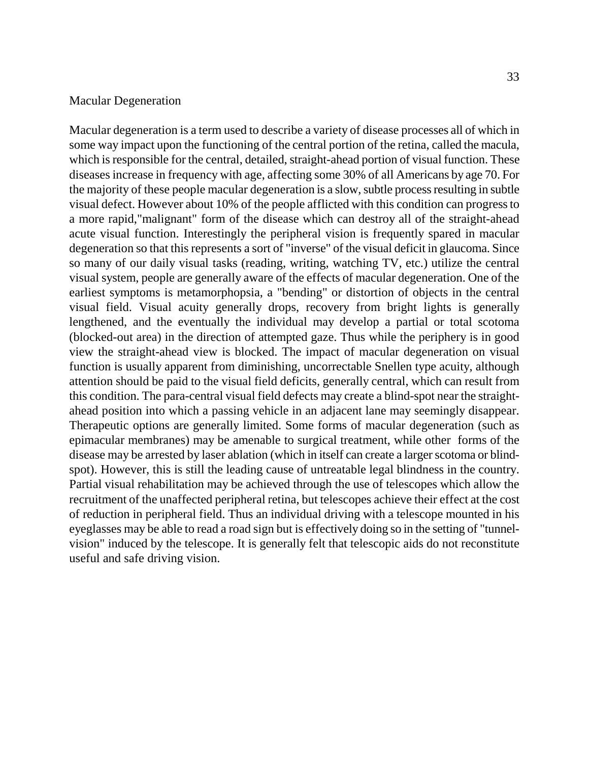## Macular Degeneration

Macular degeneration is a term used to describe a variety of disease processes all of which in some way impact upon the functioning of the central portion of the retina, called the macula, which is responsible for the central, detailed, straight-ahead portion of visual function. These diseases increase in frequency with age, affecting some 30% of all Americans by age 70. For the majority of these people macular degeneration is a slow, subtle process resulting in subtle visual defect. However about 10% of the people afflicted with this condition can progress to a more rapid,"malignant" form of the disease which can destroy all of the straight-ahead acute visual function. Interestingly the peripheral vision is frequently spared in macular degeneration so that this represents a sort of "inverse" of the visual deficit in glaucoma. Since so many of our daily visual tasks (reading, writing, watching TV, etc.) utilize the central visual system, people are generally aware of the effects of macular degeneration. One of the earliest symptoms is metamorphopsia, a "bending" or distortion of objects in the central visual field. Visual acuity generally drops, recovery from bright lights is generally lengthened, and the eventually the individual may develop a partial or total scotoma (blocked-out area) in the direction of attempted gaze. Thus while the periphery is in good view the straight-ahead view is blocked. The impact of macular degeneration on visual function is usually apparent from diminishing, uncorrectable Snellen type acuity, although attention should be paid to the visual field deficits, generally central, which can result from this condition. The para-central visual field defects may create a blind-spot near the straight-ahead position into which a passing vehicle in an adjacent lane may seemingly disappear. Therapeutic options are generally limited. Some forms of macular degeneration (such as epimacular membranes) may be amenable to surgical treatment, while other forms of the disease may be arrested by laser ablation (which in itself can create a larger scotoma or blind-spot). However, this is still the leading cause of untreatable legal blindness in the country. Partial visual rehabilitation may be achieved through the use of telescopes which allow the recruitment of the unaffected peripheral retina, but telescopes achieve their effect at the cost of reduction in peripheral field. Thus an individual driving with a telescope mounted in his eyeglasses may be able to read a road sign but is effectively doing so in the setting of "tunnel-vision" induced by the telescope. It is generally felt that telescopic aids do not reconstitute useful and safe driving vision.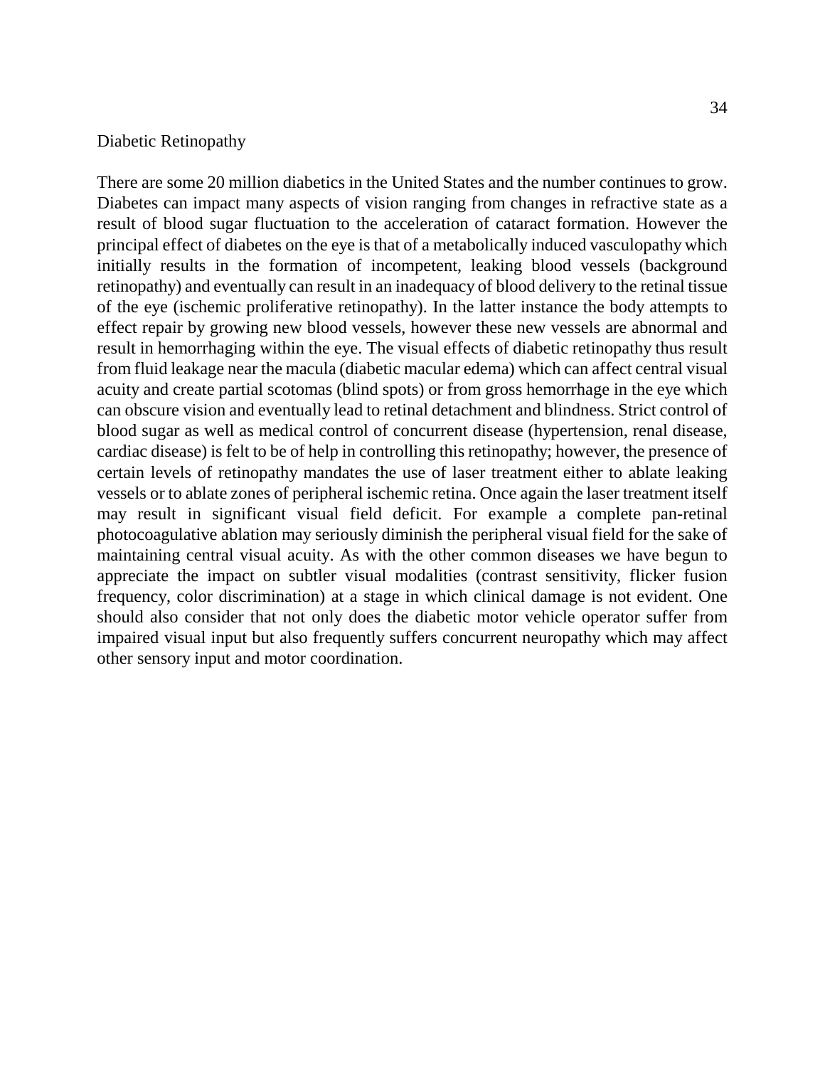## Diabetic Retinopathy

There are some 20 million diabetics in the United States and the number continues to grow. Diabetes can impact many aspects of vision ranging from changes in refractive state as a result of blood sugar fluctuation to the acceleration of cataract formation. However the principal effect of diabetes on the eye is that of a metabolically induced vasculopathy which initially results in the formation of incompetent, leaking blood vessels (background retinopathy) and eventually can result in an inadequacy of blood delivery to the retinal tissue of the eye (ischemic proliferative retinopathy). In the latter instance the body attempts to effect repair by growing new blood vessels, however these new vessels are abnormal and result in hemorrhaging within the eye. The visual effects of diabetic retinopathy thus result from fluid leakage near the macula (diabetic macular edema) which can affect central visual acuity and create partial scotomas (blind spots) or from gross hemorrhage in the eye which can obscure vision and eventually lead to retinal detachment and blindness. Strict control of blood sugar as well as medical control of concurrent disease (hypertension, renal disease, cardiac disease) is felt to be of help in controlling this retinopathy; however, the presence of certain levels of retinopathy mandates the use of laser treatment either to ablate leaking vessels or to ablate zones of peripheral ischemic retina. Once again the laser treatment itself may result in significant visual field deficit. For example a complete pan-retinal photocoagulative ablation may seriously diminish the peripheral visual field for the sake of maintaining central visual acuity. As with the other common diseases we have begun to appreciate the impact on subtler visual modalities (contrast sensitivity, flicker fusion frequency, color discrimination) at a stage in which clinical damage is not evident. One should also consider that not only does the diabetic motor vehicle operator suffer from impaired visual input but also frequently suffers concurrent neuropathy which may affect other sensory input and motor coordination.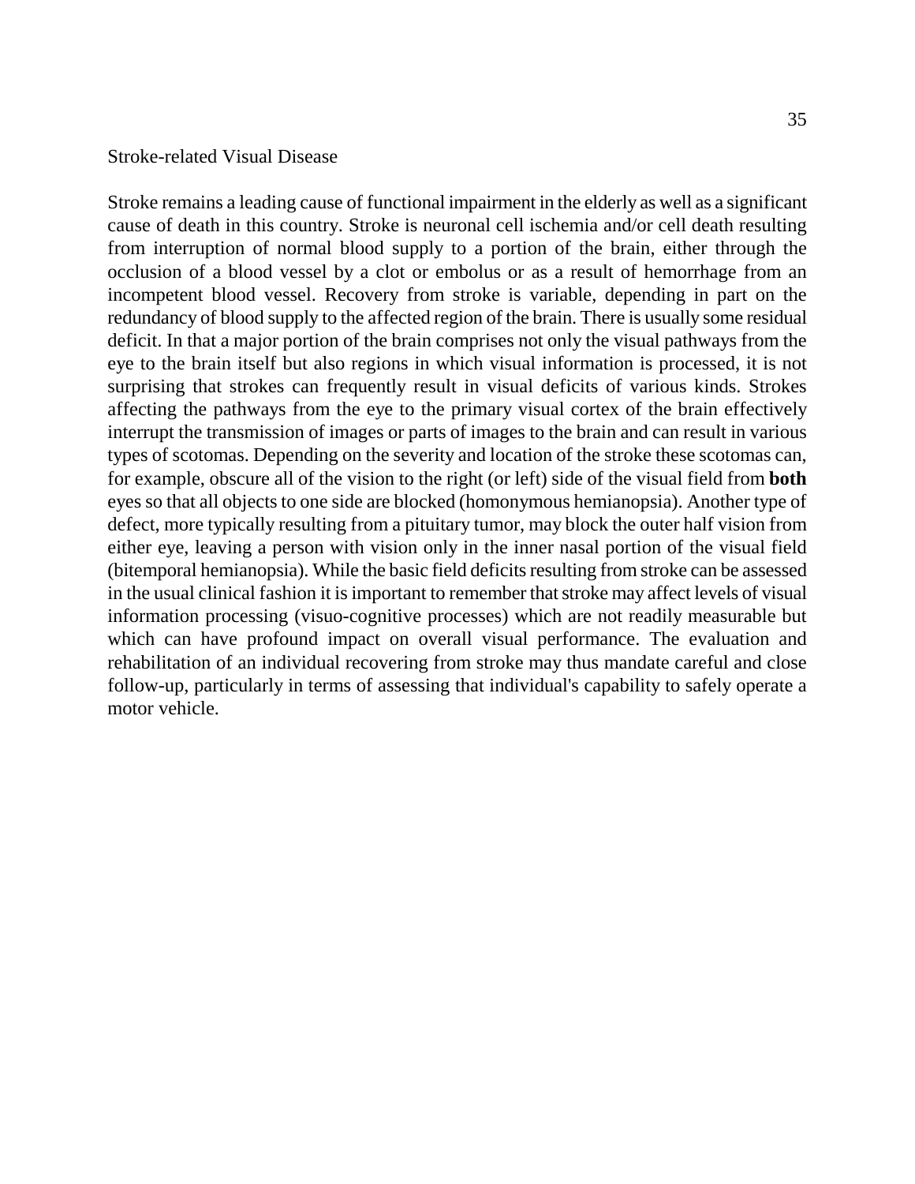## Stroke-related Visual Disease

Stroke remains a leading cause of functional impairment in the elderly as well as a significant cause of death in this country. Stroke is neuronal cell ischemia and/or cell death resulting from interruption of normal blood supply to a portion of the brain, either through the occlusion of a blood vessel by a clot or embolus or as a result of hemorrhage from an incompetent blood vessel. Recovery from stroke is variable, depending in part on the redundancy of blood supply to the affected region of the brain. There is usually some residual deficit. In that a major portion of the brain comprises not only the visual pathways from the eye to the brain itself but also regions in which visual information is processed, it is not surprising that strokes can frequently result in visual deficits of various kinds. Strokes affecting the pathways from the eye to the primary visual cortex of the brain effectively interrupt the transmission of images or parts of images to the brain and can result in various types of scotomas. Depending on the severity and location of the stroke these scotomas can, for example, obscure all of the vision to the right (or left) side of the visual field from **both** eyes so that all objects to one side are blocked (homonymous hemianopsia). Another type of defect, more typically resulting from a pituitary tumor, may block the outer half vision from either eye, leaving a person with vision only in the inner nasal portion of the visual field (bitemporal hemianopsia). While the basic field deficits resulting from stroke can be assessed in the usual clinical fashion it is important to remember that stroke may affect levels of visual information processing (visuo-cognitive processes) which are not readily measurable but which can have profound impact on overall visual performance. The evaluation and rehabilitation of an individual recovering from stroke may thus mandate careful and close follow-up, particularly in terms of assessing that individual's capability to safely operate a motor vehicle.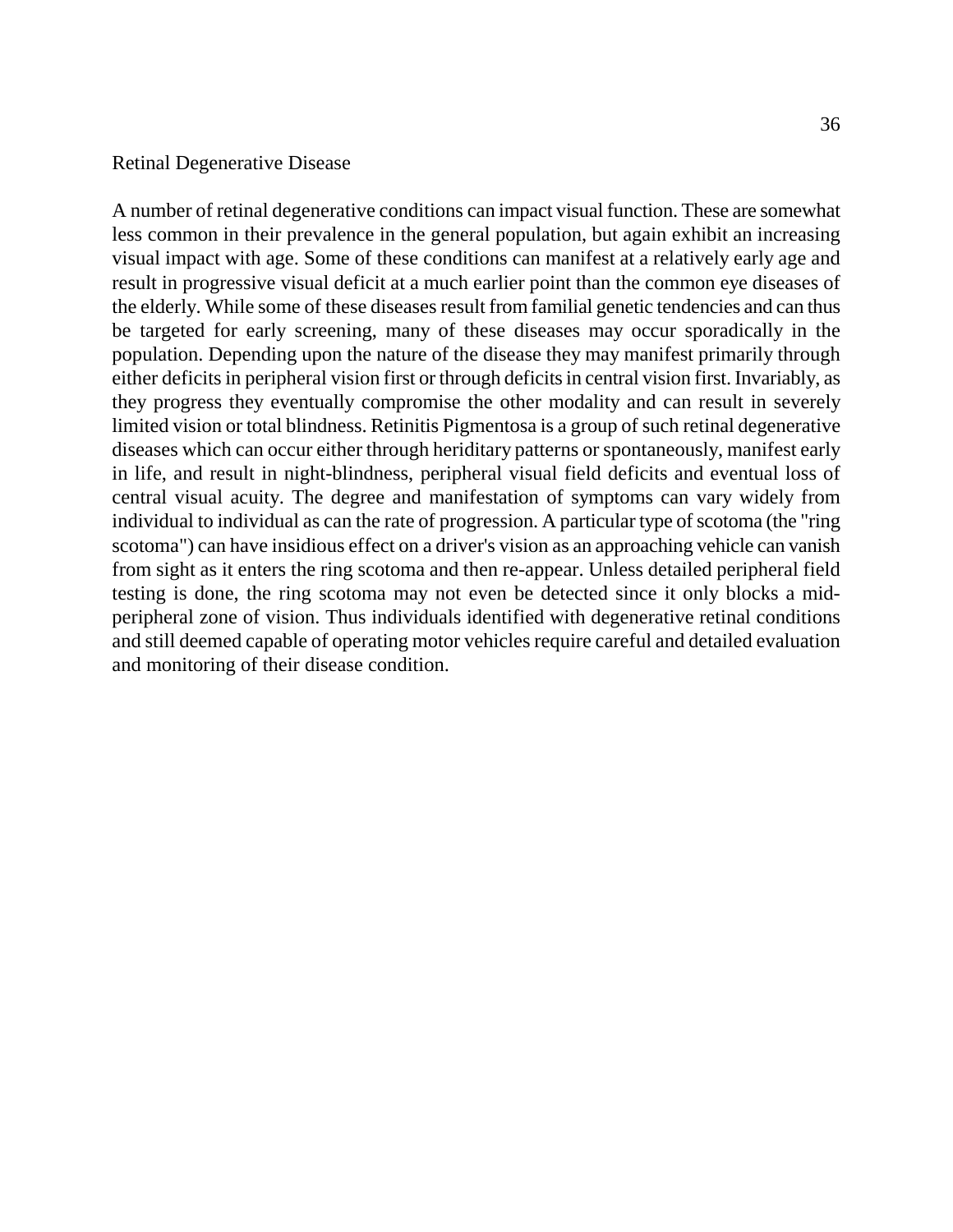## Retinal Degenerative Disease

A number of retinal degenerative conditions can impact visual function. These are somewhat less common in their prevalence in the general population, but again exhibit an increasing visual impact with age. Some of these conditions can manifest at a relatively early age and result in progressive visual deficit at a much earlier point than the common eye diseases of the elderly. While some of these diseases result from familial genetic tendencies and can thus be targeted for early screening, many of these diseases may occur sporadically in the population. Depending upon the nature of the disease they may manifest primarily through either deficits in peripheral vision first or through deficits in central vision first. Invariably, as they progress they eventually compromise the other modality and can result in severely limited vision or total blindness. Retinitis Pigmentosa is a group of such retinal degenerative diseases which can occur either through heriditary patterns or spontaneously, manifest early in life, and result in night-blindness, peripheral visual field deficits and eventual loss of central visual acuity. The degree and manifestation of symptoms can vary widely from individual to individual as can the rate of progression. A particular type of scotoma (the "ring scotoma") can have insidious effect on a driver's vision as an approaching vehicle can vanish from sight as it enters the ring scotoma and then re-appear. Unless detailed peripheral field testing is done, the ring scotoma may not even be detected since it only blocks a mid-peripheral zone of vision. Thus individuals identified with degenerative retinal conditions and still deemed capable of operating motor vehicles require careful and detailed evaluation and monitoring of their disease condition.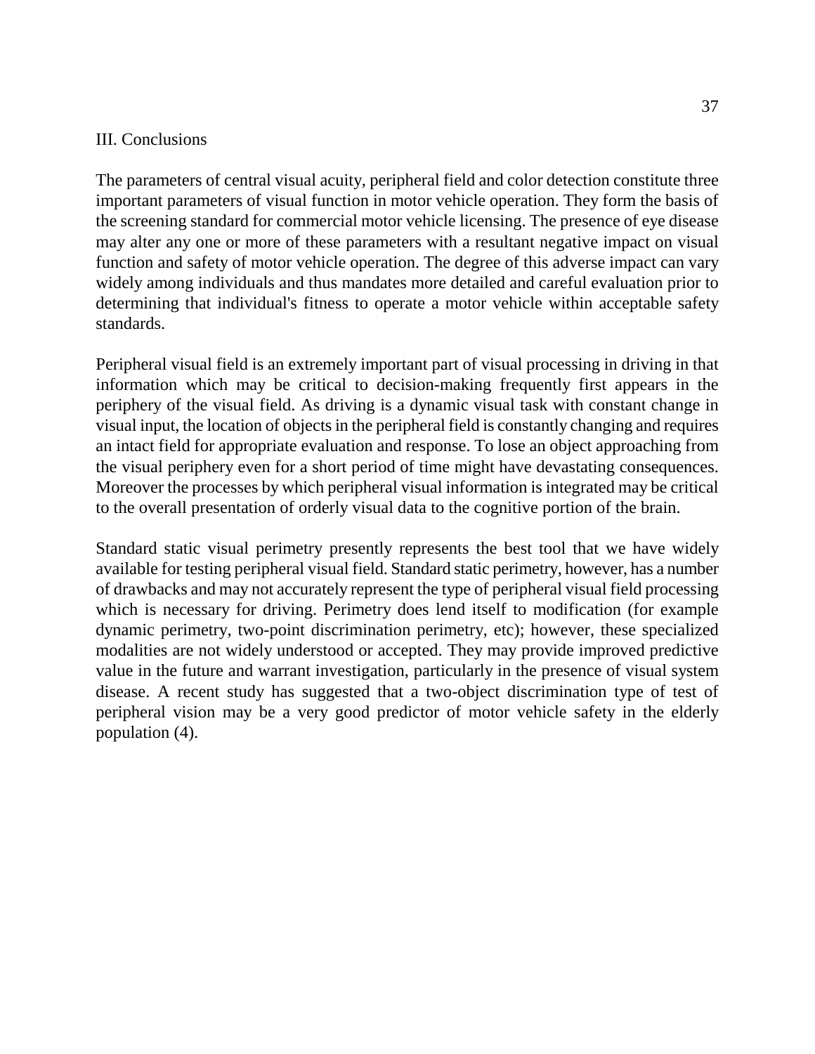## III. Conclusions

The parameters of central visual acuity, peripheral field and color detection constitute three important parameters of visual function in motor vehicle operation. They form the basis of the screening standard for commercial motor vehicle licensing. The presence of eye disease may alter any one or more of these parameters with a resultant negative impact on visual function and safety of motor vehicle operation. The degree of this adverse impact can vary widely among individuals and thus mandates more detailed and careful evaluation prior to determining that individual's fitness to operate a motor vehicle within acceptable safety standards.

Peripheral visual field is an extremely important part of visual processing in driving in that information which may be critical to decision-making frequently first appears in the periphery of the visual field. As driving is a dynamic visual task with constant change in visual input, the location of objects in the peripheral field is constantly changing and requires an intact field for appropriate evaluation and response. To lose an object approaching from the visual periphery even for a short period of time might have devastating consequences. Moreover the processes by which peripheral visual information is integrated may be critical to the overall presentation of orderly visual data to the cognitive portion of the brain.

Standard static visual perimetry presently represents the best tool that we have widely available for testing peripheral visual field. Standard static perimetry, however, has a number of drawbacks and may not accurately represent the type of peripheral visual field processing which is necessary for driving. Perimetry does lend itself to modification (for example dynamic perimetry, two-point discrimination perimetry, etc); however, these specialized modalities are not widely understood or accepted. They may provide improved predictive value in the future and warrant investigation, particularly in the presence of visual system disease. A recent study has suggested that a two-object discrimination type of test of peripheral vision may be a very good predictor of motor vehicle safety in the elderly population (4).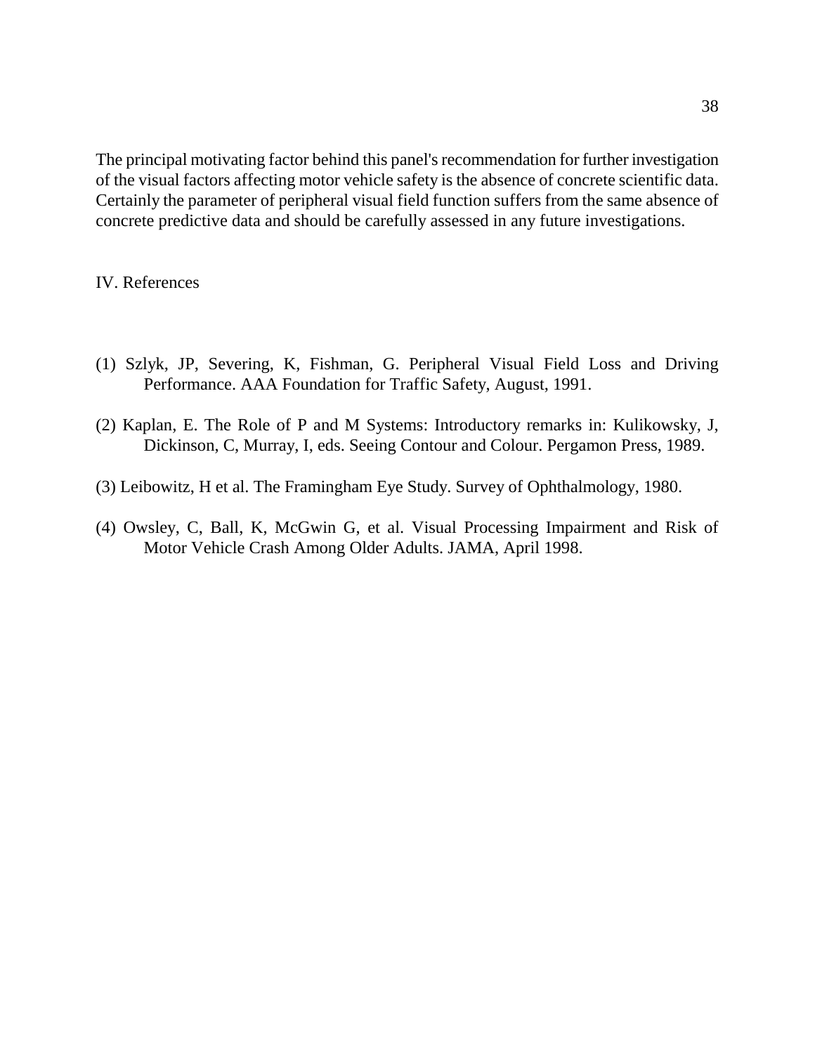The principal motivating factor behind this panel's recommendation for further investigation of the visual factors affecting motor vehicle safety is the absence of concrete scientific data. Certainly the parameter of peripheral visual field function suffers from the same absence of concrete predictive data and should be carefully assessed in any future investigations.

## IV. References

(1) Szlyk, JP, Severing, K, Fishman, G. Peripheral Visual Field Loss and Driving Performance. AAA Foundation for Traffic Safety, August, 1991.

(2) Kaplan, E. The Role of P and M Systems: Introductory remarks in: Kulikowsky, J, Dickinson, C, Murray, I, eds. Seeing Contour and Colour. Pergamon Press, 1989.

(3) Leibowitz, H et al. The Framingham Eye Study. Survey of Ophthalmology, 1980.

(4) Owsley, C, Ball, K, McGwin G, et al. Visual Processing Impairment and Risk of Motor Vehicle Crash Among Older Adults. JAMA, April 1998.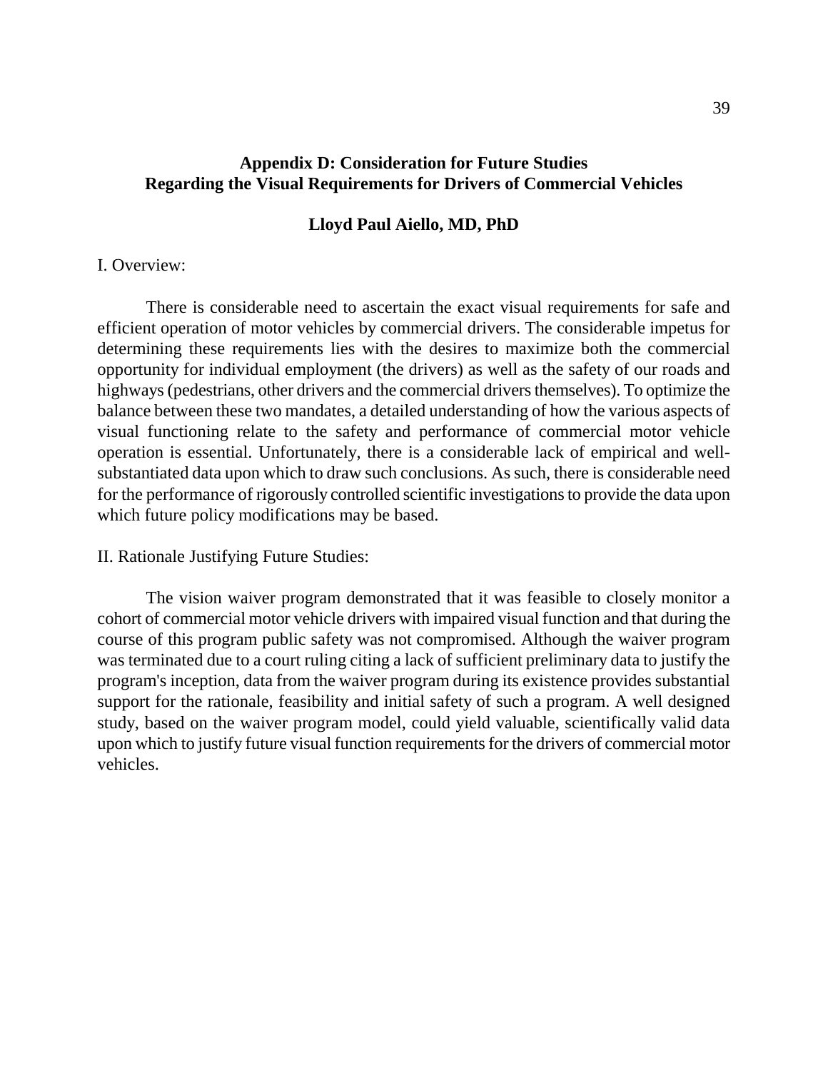## Appendix D: Consideration for Future Studies Regarding the Visual Requirements for Drivers of Commercial Vehicles

**Lloyd Paul Aiello, MD, PhD**

I. Overview:

There is considerable need to ascertain the exact visual requirements for safe and efficient operation of motor vehicles by commercial drivers. The considerable impetus for determining these requirements lies with the desires to maximize both the commercial opportunity for individual employment (the drivers) as well as the safety of our roads and highways (pedestrians, other drivers and the commercial drivers themselves). To optimize the balance between these two mandates, a detailed understanding of how the various aspects of visual functioning relate to the safety and performance of commercial motor vehicle operation is essential. Unfortunately, there is a considerable lack of empirical and well-substantiated data upon which to draw such conclusions. As such, there is considerable need for the performance of rigorously controlled scientific investigations to provide the data upon which future policy modifications may be based.

II. Rationale Justifying Future Studies:

The vision waiver program demonstrated that it was feasible to closely monitor a cohort of commercial motor vehicle drivers with impaired visual function and that during the course of this program public safety was not compromised. Although the waiver program was terminated due to a court ruling citing a lack of sufficient preliminary data to justify the program's inception, data from the waiver program during its existence provides substantial support for the rationale, feasibility and initial safety of such a program. A well designed study, based on the waiver program model, could yield valuable, scientifically valid data upon which to justify future visual function requirements for the drivers of commercial motor vehicles.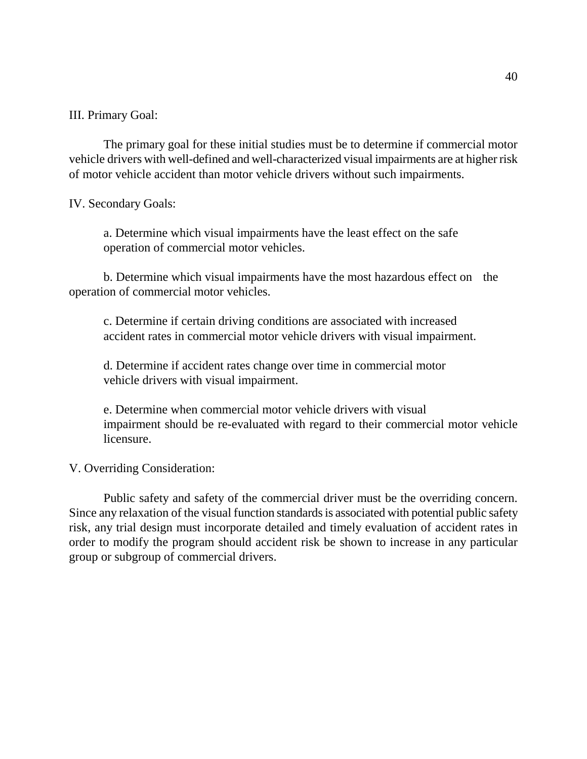III. Primary Goal:

The primary goal for these initial studies must be to determine if commercial motor vehicle drivers with well-defined and well-characterized visual impairments are at higher risk of motor vehicle accident than motor vehicle drivers without such impairments.

IV. Secondary Goals:

a. Determine which visual impairments have the least effect on the safe operation of commercial motor vehicles.

b. Determine which visual impairments have the most hazardous effect on the operation of commercial motor vehicles.

c. Determine if certain driving conditions are associated with increased accident rates in commercial motor vehicle drivers with visual impairment.

d. Determine if accident rates change over time in commercial motor vehicle drivers with visual impairment.

e. Determine when commercial motor vehicle drivers with visual impairment should be re-evaluated with regard to their commercial motor vehicle licensure.

V. Overriding Consideration:

Public safety and safety of the commercial driver must be the overriding concern. Since any relaxation of the visual function standards is associated with potential public safety risk, any trial design must incorporate detailed and timely evaluation of accident rates in order to modify the program should accident risk be shown to increase in any particular group or subgroup of commercial drivers.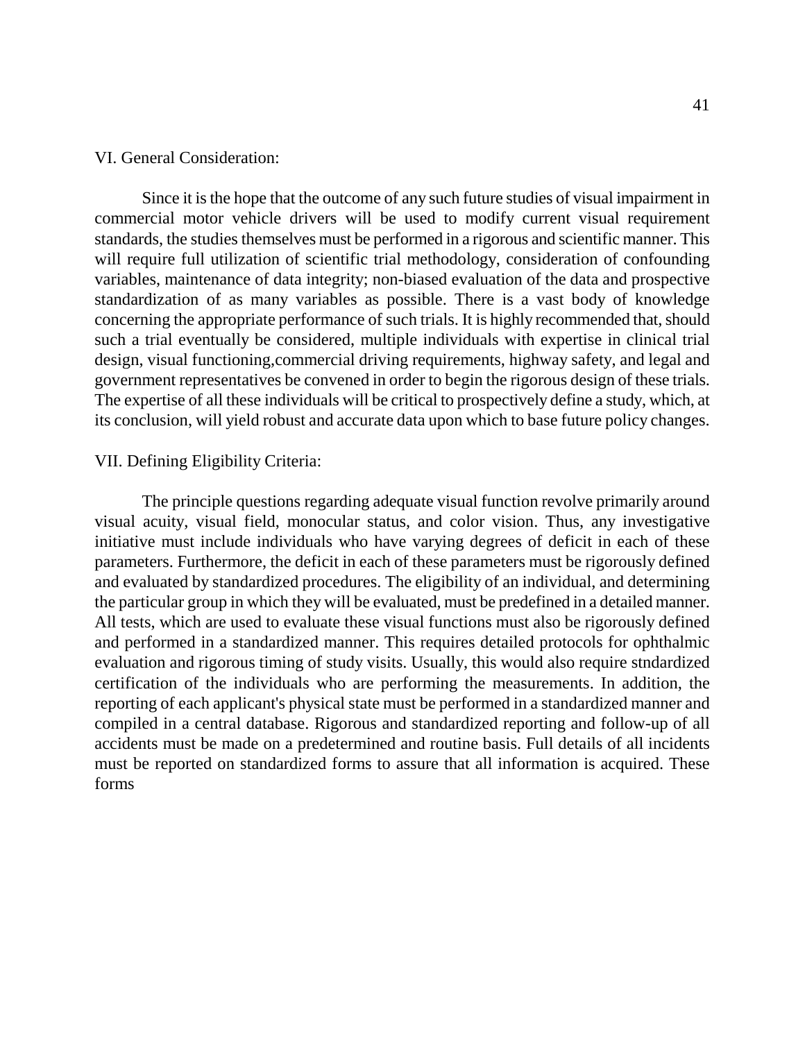## VI. General Consideration:

Since it is the hope that the outcome of any such future studies of visual impairment in commercial motor vehicle drivers will be used to modify current visual requirement standards, the studies themselves must be performed in a rigorous and scientific manner. This will require full utilization of scientific trial methodology, consideration of confounding variables, maintenance of data integrity; non-biased evaluation of the data and prospective standardization of as many variables as possible. There is a vast body of knowledge concerning the appropriate performance of such trials. It is highly recommended that, should such a trial eventually be considered, multiple individuals with expertise in clinical trial design, visual functioning,commercial driving requirements, highway safety, and legal and government representatives be convened in order to begin the rigorous design of these trials. The expertise of all these individuals will be critical to prospectively define a study, which, at its conclusion, will yield robust and accurate data upon which to base future policy changes.

## VII. Defining Eligibility Criteria:

The principle questions regarding adequate visual function revolve primarily around visual acuity, visual field, monocular status, and color vision. Thus, any investigative initiative must include individuals who have varying degrees of deficit in each of these parameters. Furthermore, the deficit in each of these parameters must be rigorously defined and evaluated by standardized procedures. The eligibility of an individual, and determining the particular group in which they will be evaluated, must be predefined in a detailed manner. All tests, which are used to evaluate these visual functions must also be rigorously defined and performed in a standardized manner. This requires detailed protocols for ophthalmic evaluation and rigorous timing of study visits. Usually, this would also require stndardized certification of the individuals who are performing the measurements. In addition, the reporting of each applicant's physical state must be performed in a standardized manner and compiled in a central database. Rigorous and standardized reporting and follow-up of all accidents must be made on a predetermined and routine basis. Full details of all incidents must be reported on standardized forms to assure that all information is acquired. These forms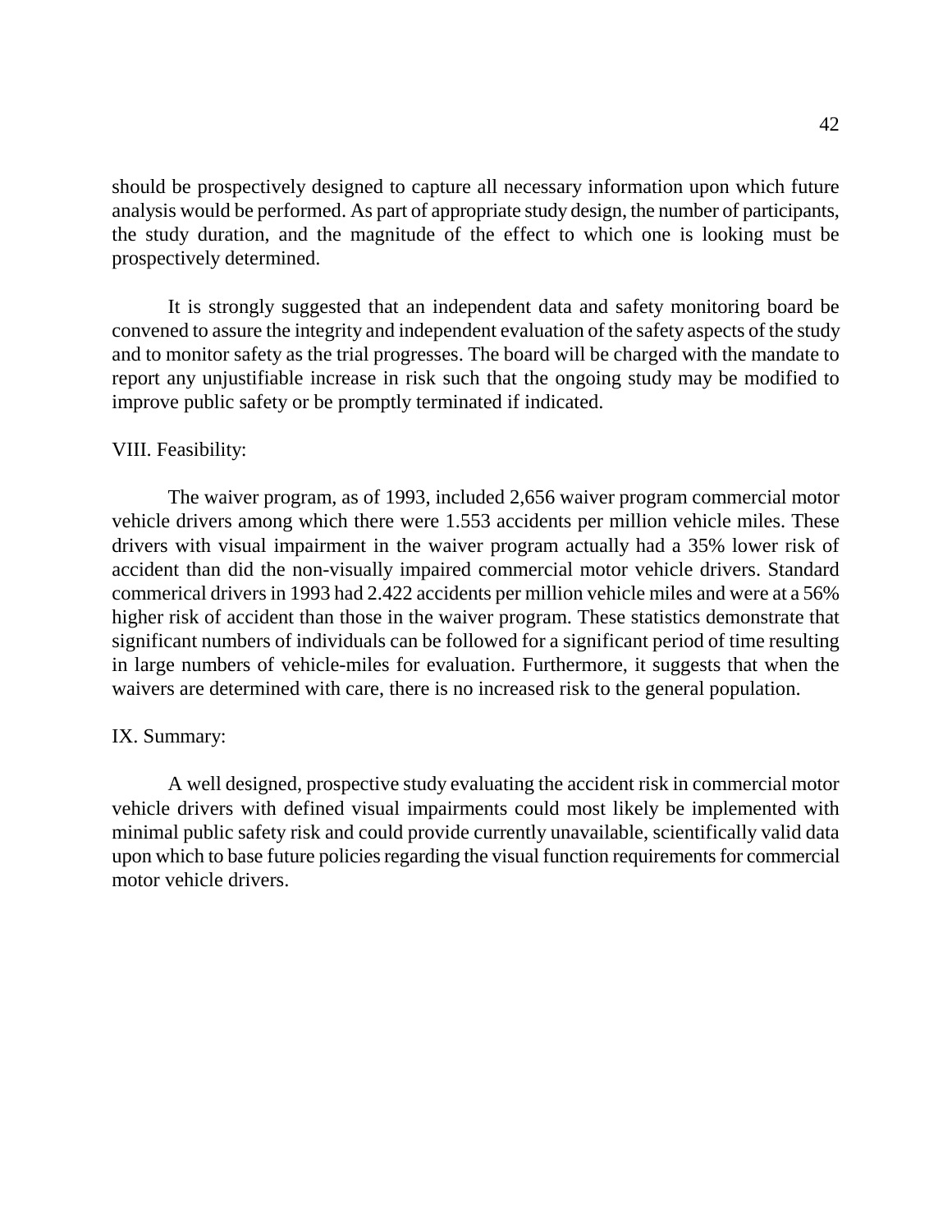should be prospectively designed to capture all necessary information upon which future analysis would be performed. As part of appropriate study design, the number of participants, the study duration, and the magnitude of the effect to which one is looking must be prospectively determined.

It is strongly suggested that an independent data and safety monitoring board be convened to assure the integrity and independent evaluation of the safety aspects of the study and to monitor safety as the trial progresses. The board will be charged with the mandate to report any unjustifiable increase in risk such that the ongoing study may be modified to improve public safety or be promptly terminated if indicated.

## VIII. Feasibility:

The waiver program, as of 1993, included 2,656 waiver program commercial motor vehicle drivers among which there were 1.553 accidents per million vehicle miles. These drivers with visual impairment in the waiver program actually had a 35% lower risk of accident than did the non-visually impaired commercial motor vehicle drivers. Standard commerical drivers in 1993 had 2.422 accidents per million vehicle miles and were at a 56% higher risk of accident than those in the waiver program. These statistics demonstrate that significant numbers of individuals can be followed for a significant period of time resulting in large numbers of vehicle-miles for evaluation. Furthermore, it suggests that when the waivers are determined with care, there is no increased risk to the general population.

## IX. Summary:

A well designed, prospective study evaluating the accident risk in commercial motor vehicle drivers with defined visual impairments could most likely be implemented with minimal public safety risk and could provide currently unavailable, scientifically valid data upon which to base future policies regarding the visual function requirements for commercial motor vehicle drivers.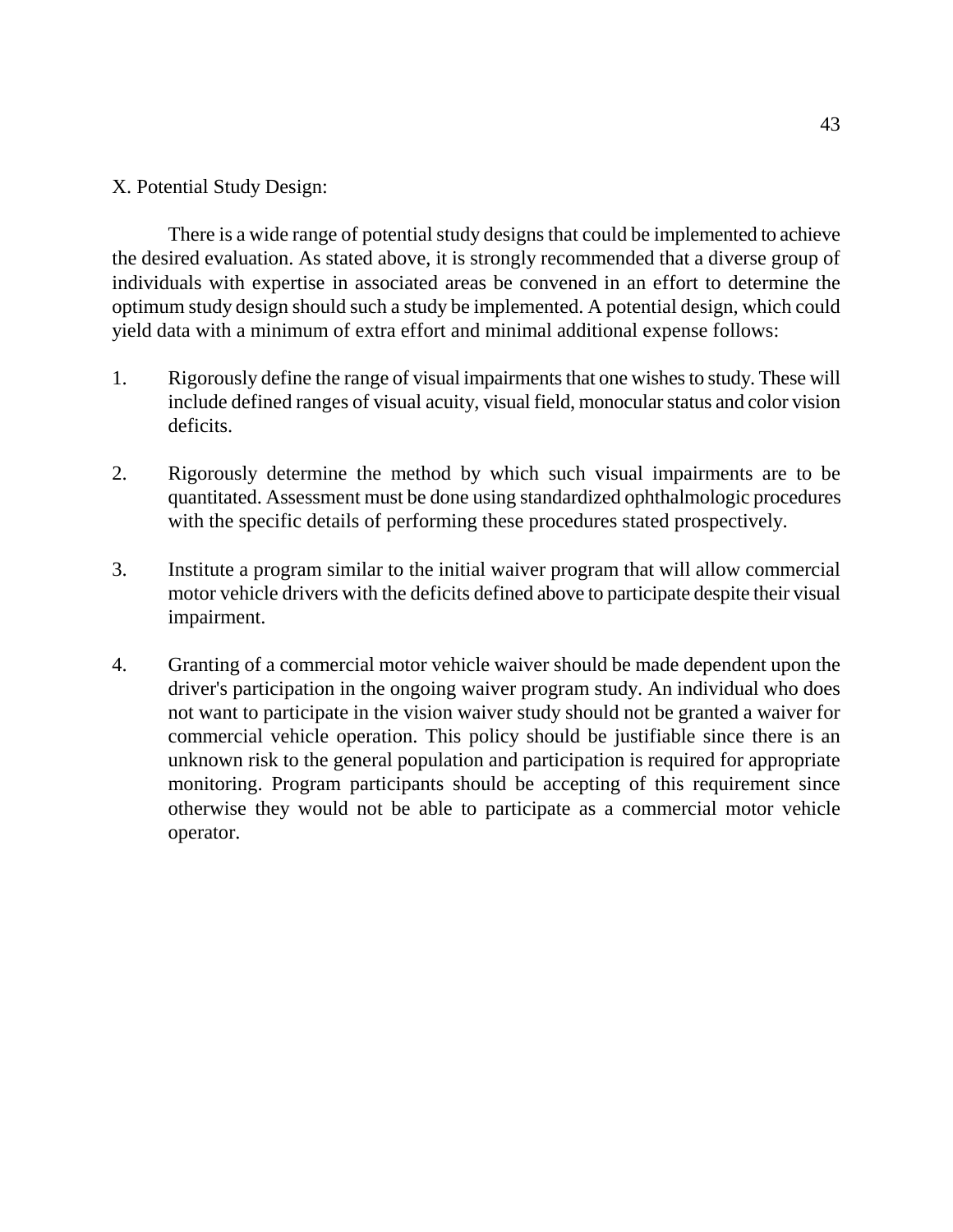## X. Potential Study Design:

There is a wide range of potential study designs that could be implemented to achieve the desired evaluation. As stated above, it is strongly recommended that a diverse group of individuals with expertise in associated areas be convened in an effort to determine the optimum study design should such a study be implemented. A potential design, which could yield data with a minimum of extra effort and minimal additional expense follows:

1. Rigorously define the range of visual impairments that one wishes to study. These will include defined ranges of visual acuity, visual field, monocular status and color vision deficits.

2. Rigorously determine the method by which such visual impairments are to be quantitated. Assessment must be done using standardized ophthalmologic procedures with the specific details of performing these procedures stated prospectively.

3. Institute a program similar to the initial waiver program that will allow commercial motor vehicle drivers with the deficits defined above to participate despite their visual impairment.

4. Granting of a commercial motor vehicle waiver should be made dependent upon the driver's participation in the ongoing waiver program study. An individual who does not want to participate in the vision waiver study should not be granted a waiver for commercial vehicle operation. This policy should be justifiable since there is an unknown risk to the general population and participation is required for appropriate monitoring. Program participants should be accepting of this requirement since otherwise they would not be able to participate as a commercial motor vehicle operator.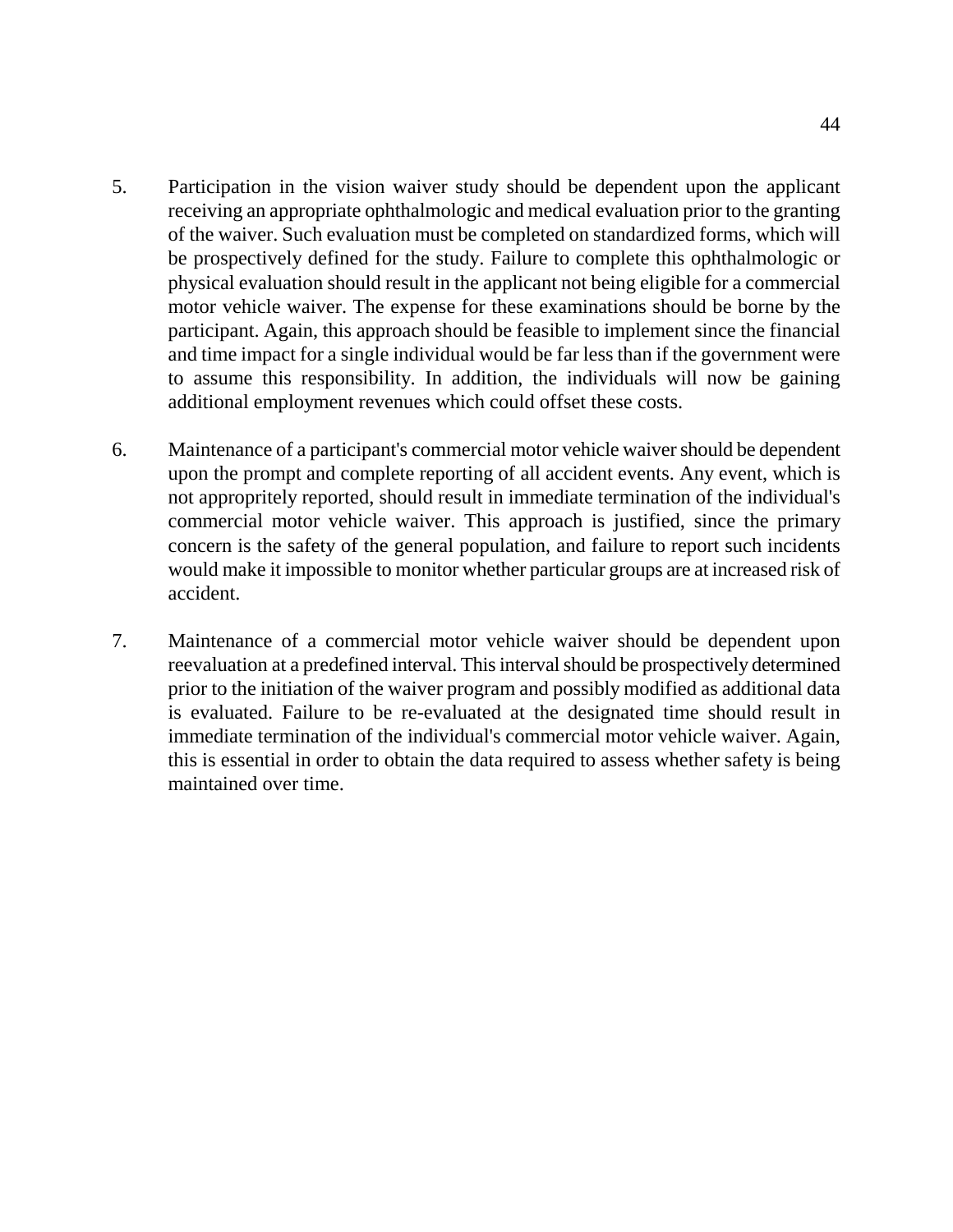5. Participation in the vision waiver study should be dependent upon the applicant receiving an appropriate ophthalmologic and medical evaluation prior to the granting of the waiver. Such evaluation must be completed on standardized forms, which will be prospectively defined for the study. Failure to complete this ophthalmologic or physical evaluation should result in the applicant not being eligible for a commercial motor vehicle waiver. The expense for these examinations should be borne by the participant. Again, this approach should be feasible to implement since the financial and time impact for a single individual would be far less than if the government were to assume this responsibility. In addition, the individuals will now be gaining additional employment revenues which could offset these costs.

6. Maintenance of a participant's commercial motor vehicle waiver should be dependent upon the prompt and complete reporting of all accident events. Any event, which is not appropritely reported, should result in immediate termination of the individual's commercial motor vehicle waiver. This approach is justified, since the primary concern is the safety of the general population, and failure to report such incidents would make it impossible to monitor whether particular groups are at increased risk of accident.

7. Maintenance of a commercial motor vehicle waiver should be dependent upon reevaluation at a predefined interval. This interval should be prospectively determined prior to the initiation of the waiver program and possibly modified as additional data is evaluated. Failure to be re-evaluated at the designated time should result in immediate termination of the individual's commercial motor vehicle waiver. Again, this is essential in order to obtain the data required to assess whether safety is being maintained over time.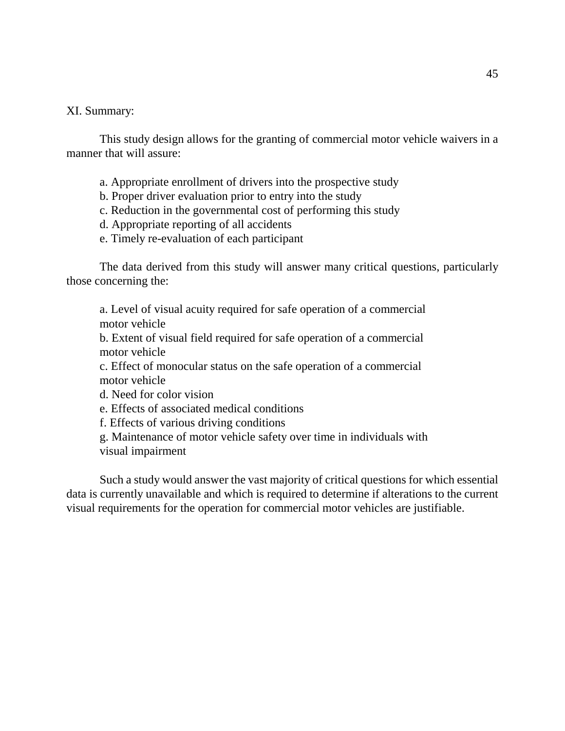## XI. Summary:

This study design allows for the granting of commercial motor vehicle waivers in a manner that will assure:

a. Appropriate enrollment of drivers into the prospective study
b. Proper driver evaluation prior to entry into the study
c. Reduction in the governmental cost of performing this study
d. Appropriate reporting of all accidents
e. Timely re-evaluation of each participant

The data derived from this study will answer many critical questions, particularly those concerning the:

a. Level of visual acuity required for safe operation of a commercial motor vehicle
b. Extent of visual field required for safe operation of a commercial motor vehicle
c. Effect of monocular status on the safe operation of a commercial motor vehicle
d. Need for color vision
e. Effects of associated medical conditions
f. Effects of various driving conditions
g. Maintenance of motor vehicle safety over time in individuals with visual impairment

Such a study would answer the vast majority of critical questions for which essential data is currently unavailable and which is required to determine if alterations to the current visual requirements for the operation for commercial motor vehicles are justifiable.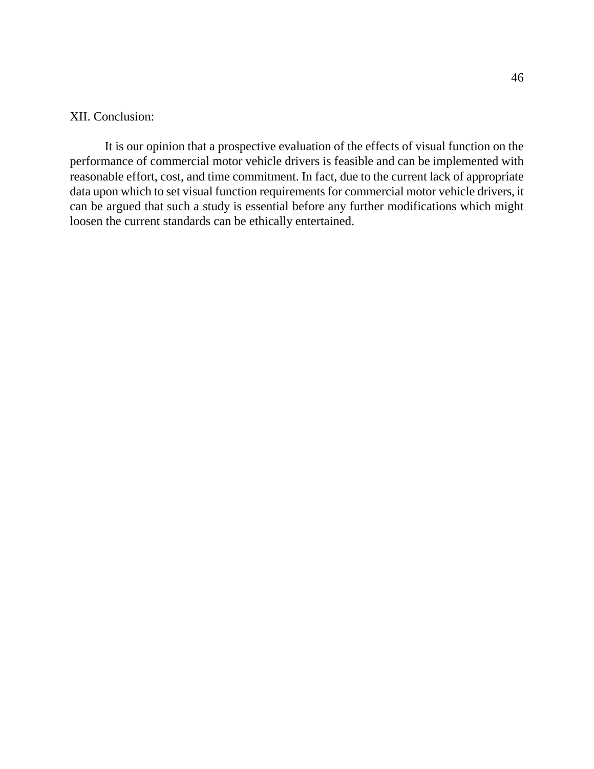## XII. Conclusion:

It is our opinion that a prospective evaluation of the effects of visual function on the performance of commercial motor vehicle drivers is feasible and can be implemented with reasonable effort, cost, and time commitment. In fact, due to the current lack of appropriate data upon which to set visual function requirements for commercial motor vehicle drivers, it can be argued that such a study is essential before any further modifications which might loosen the current standards can be ethically entertained.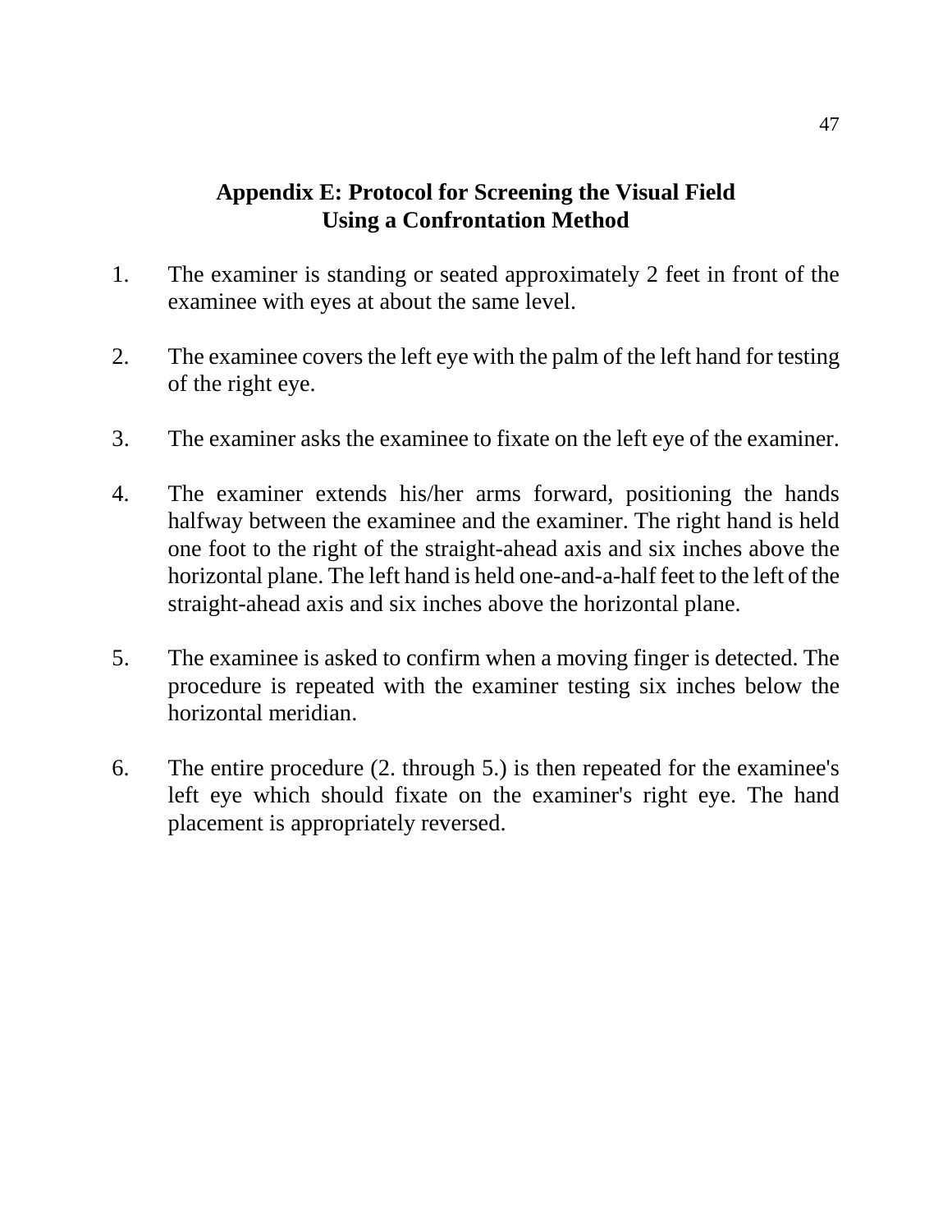## Appendix E: Protocol for Screening the Visual Field Using a Confrontation Method

1. The examiner is standing or seated approximately 2 feet in front of the examinee with eyes at about the same level.

2. The examinee covers the left eye with the palm of the left hand for testing of the right eye.

3. The examiner asks the examinee to fixate on the left eye of the examiner.

4. The examiner extends his/her arms forward, positioning the hands halfway between the examinee and the examiner. The right hand is held one foot to the right of the straight-ahead axis and six inches above the horizontal plane. The left hand is held one-and-a-half feet to the left of the straight-ahead axis and six inches above the horizontal plane.

5. The examinee is asked to confirm when a moving finger is detected. The procedure is repeated with the examiner testing six inches below the horizontal meridian.

6. The entire procedure (2. through 5.) is then repeated for the examinee's left eye which should fixate on the examiner's right eye. The hand placement is appropriately reversed.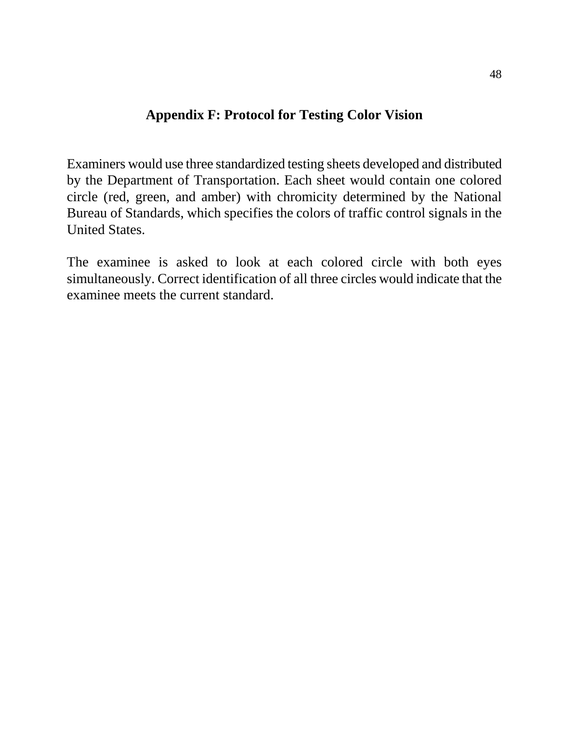## Appendix F: Protocol for Testing Color Vision

Examiners would use three standardized testing sheets developed and distributed by the Department of Transportation. Each sheet would contain one colored circle (red, green, and amber) with chromicity determined by the National Bureau of Standards, which specifies the colors of traffic control signals in the United States.

The examinee is asked to look at each colored circle with both eyes simultaneously. Correct identification of all three circles would indicate that the examinee meets the current standard.